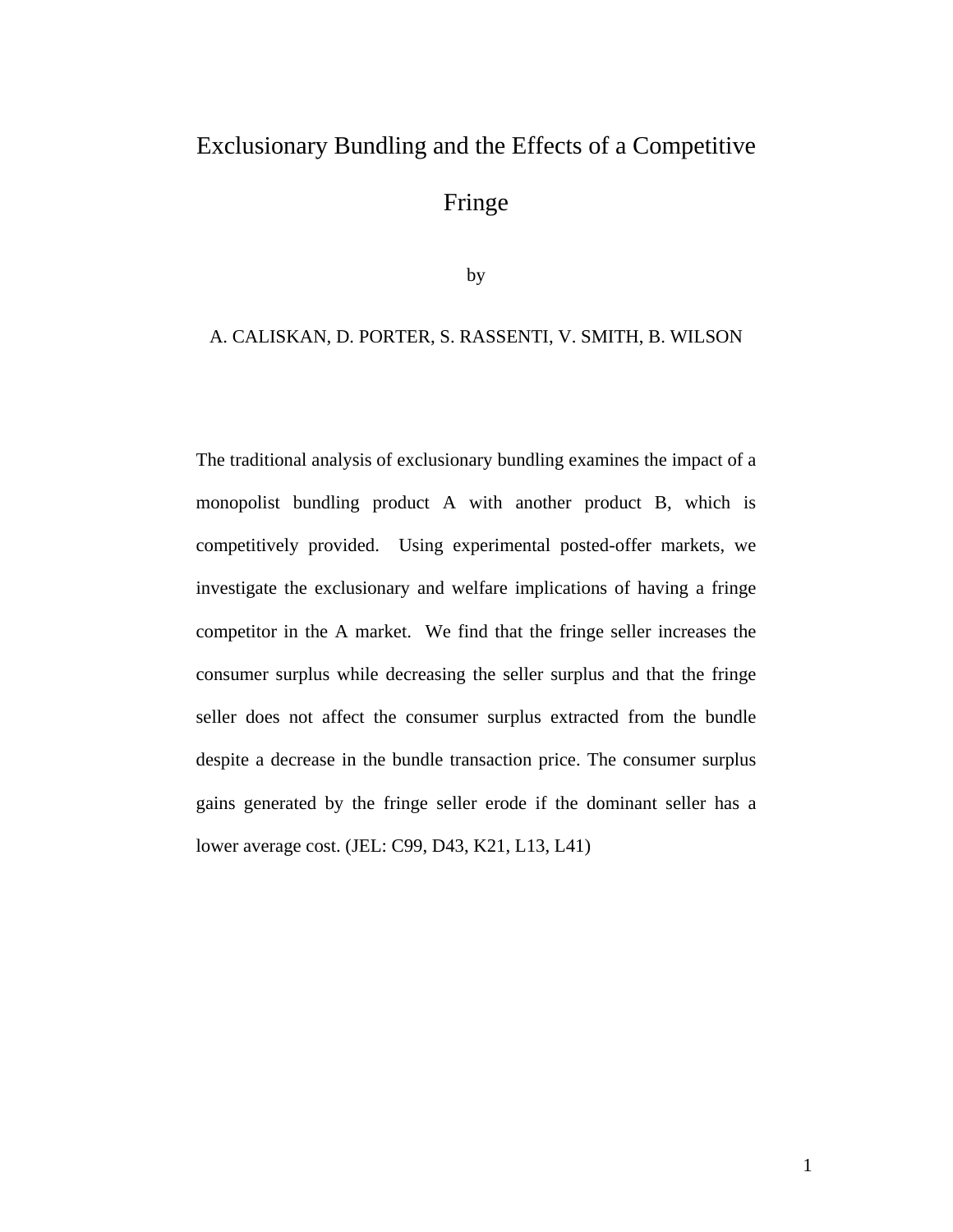# Exclusionary Bundling and the Effects of a Competitive Fringe

by

A. CALISKAN, D. PORTER, S. RASSENTI, V. SMITH, B. WILSON

The traditional analysis of exclusionary bundling examines the impact of a monopolist bundling product A with another product B, which is competitively provided. Using experimental posted-offer markets, we investigate the exclusionary and welfare implications of having a fringe competitor in the A market. We find that the fringe seller increases the consumer surplus while decreasing the seller surplus and that the fringe seller does not affect the consumer surplus extracted from the bundle despite a decrease in the bundle transaction price. The consumer surplus gains generated by the fringe seller erode if the dominant seller has a lower average cost. (JEL: C99, D43, K21, L13, L41)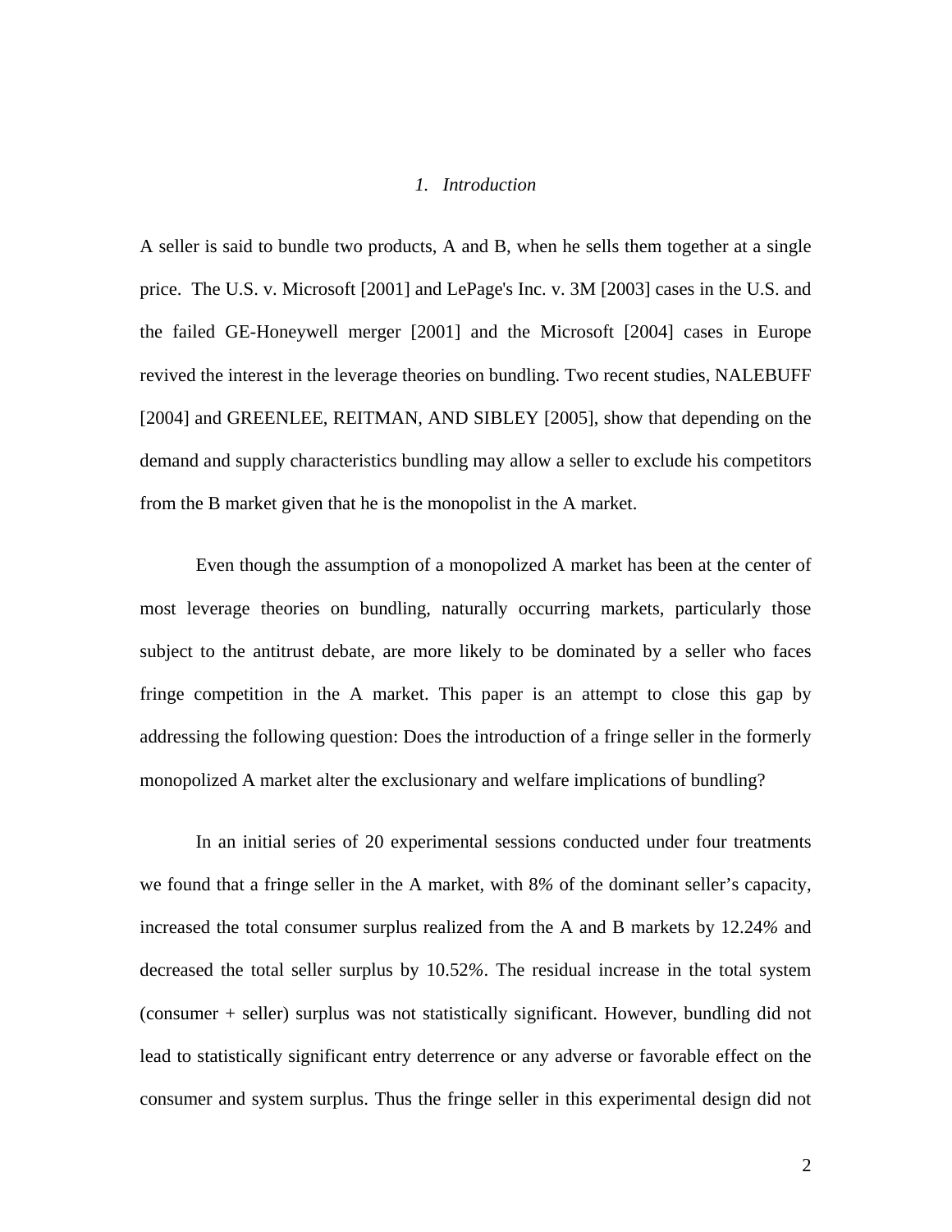## *1. Introduction*

A seller is said to bundle two products, A and B, when he sells them together at a single price. The U.S. v. Microsoft [2001] and LePage's Inc. v. 3M [2003] cases in the U.S. and the failed GE-Honeywell merger [2001] and the Microsoft [2004] cases in Europe revived the interest in the leverage theories on bundling. Two recent studies, NALEBUFF [2004] and GREENLEE, REITMAN, AND SIBLEY [2005], show that depending on the demand and supply characteristics bundling may allow a seller to exclude his competitors from the B market given that he is the monopolist in the A market.

Even though the assumption of a monopolized A market has been at the center of most leverage theories on bundling, naturally occurring markets, particularly those subject to the antitrust debate, are more likely to be dominated by a seller who faces fringe competition in the A market. This paper is an attempt to close this gap by addressing the following question: Does the introduction of a fringe seller in the formerly monopolized A market alter the exclusionary and welfare implications of bundling?

In an initial series of 20 experimental sessions conducted under four treatments we found that a fringe seller in the A market, with 8*%* of the dominant seller's capacity, increased the total consumer surplus realized from the A and B markets by 12.24*%* and decreased the total seller surplus by 10.52*%*. The residual increase in the total system (consumer + seller) surplus was not statistically significant. However, bundling did not lead to statistically significant entry deterrence or any adverse or favorable effect on the consumer and system surplus. Thus the fringe seller in this experimental design did not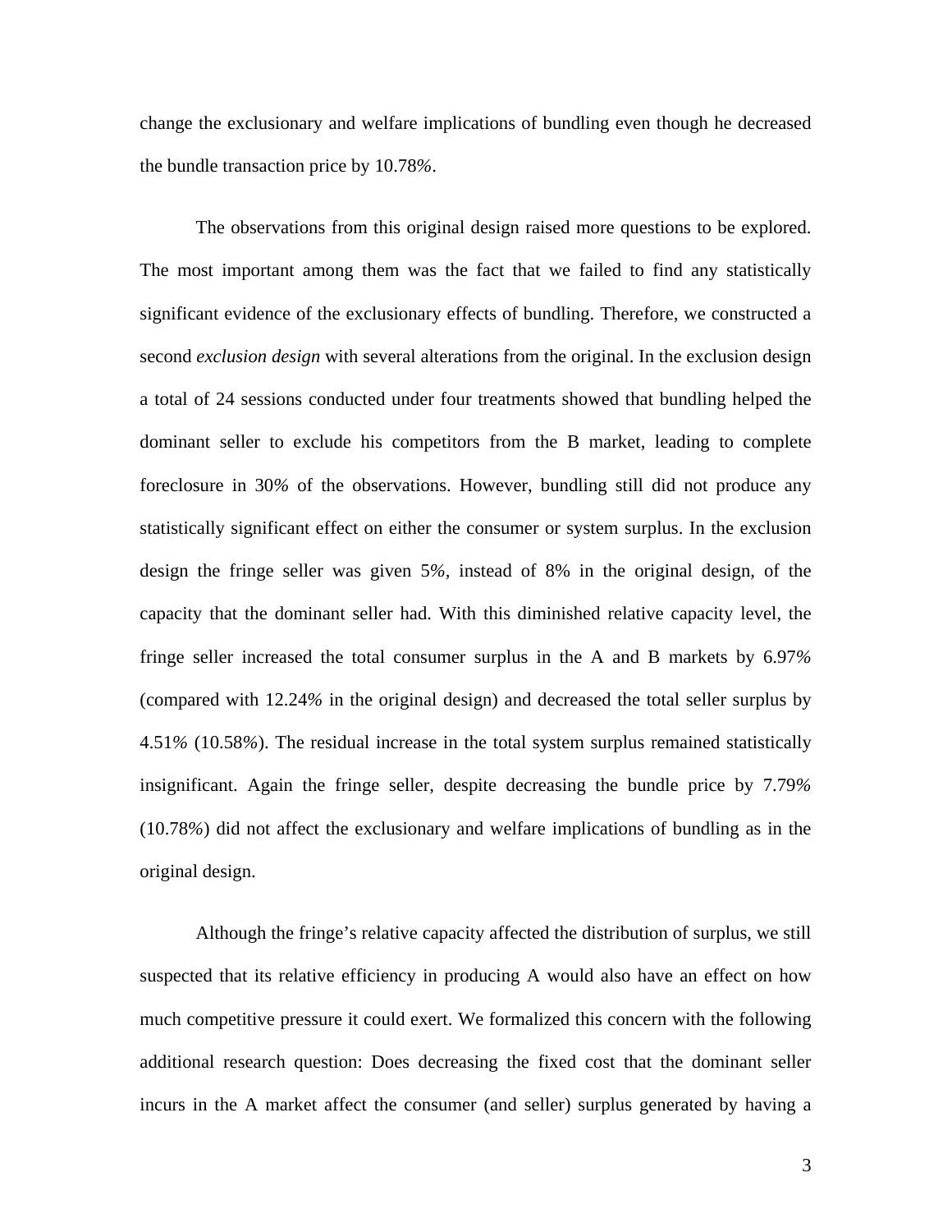change the exclusionary and welfare implications of bundling even though he decreased the bundle transaction price by 10.78%.

The observations from this original design raised more questions to be explored. The most important among them was the fact that we failed to find any statistically significant evidence of the exclusionary effects of bundling. Therefore, we constructed a second *exclusion design* with several alterations from the original. In the exclusion design a total of 24 sessions conducted under four treatments showed that bundling helped the dominant seller to exclude his competitors from the B market, leading to complete foreclosure in 30% of the observations. However, bundling still did not produce any statistically significant effect on either the consumer or system surplus. In the exclusion design the fringe seller was given 5%, instead of 8% in the original design, of the capacity that the dominant seller had. With this diminished relative capacity level, the fringe seller increased the total consumer surplus in the A and B markets by 6.97% (compared with 12.24% in the original design) and decreased the total seller surplus by 4.51% (10.58%). The residual increase in the total system surplus remained statistically insignificant. Again the fringe seller, despite decreasing the bundle price by 7.79% (10.78%) did not affect the exclusionary and welfare implications of bundling as in the original design.

Although the fringe's relative capacity affected the distribution of surplus, we still suspected that its relative efficiency in producing A would also have an effect on how much competitive pressure it could exert. We formalized this concern with the following additional research question: Does decreasing the fixed cost that the dominant seller incurs in the A market affect the consumer (and seller) surplus generated by having a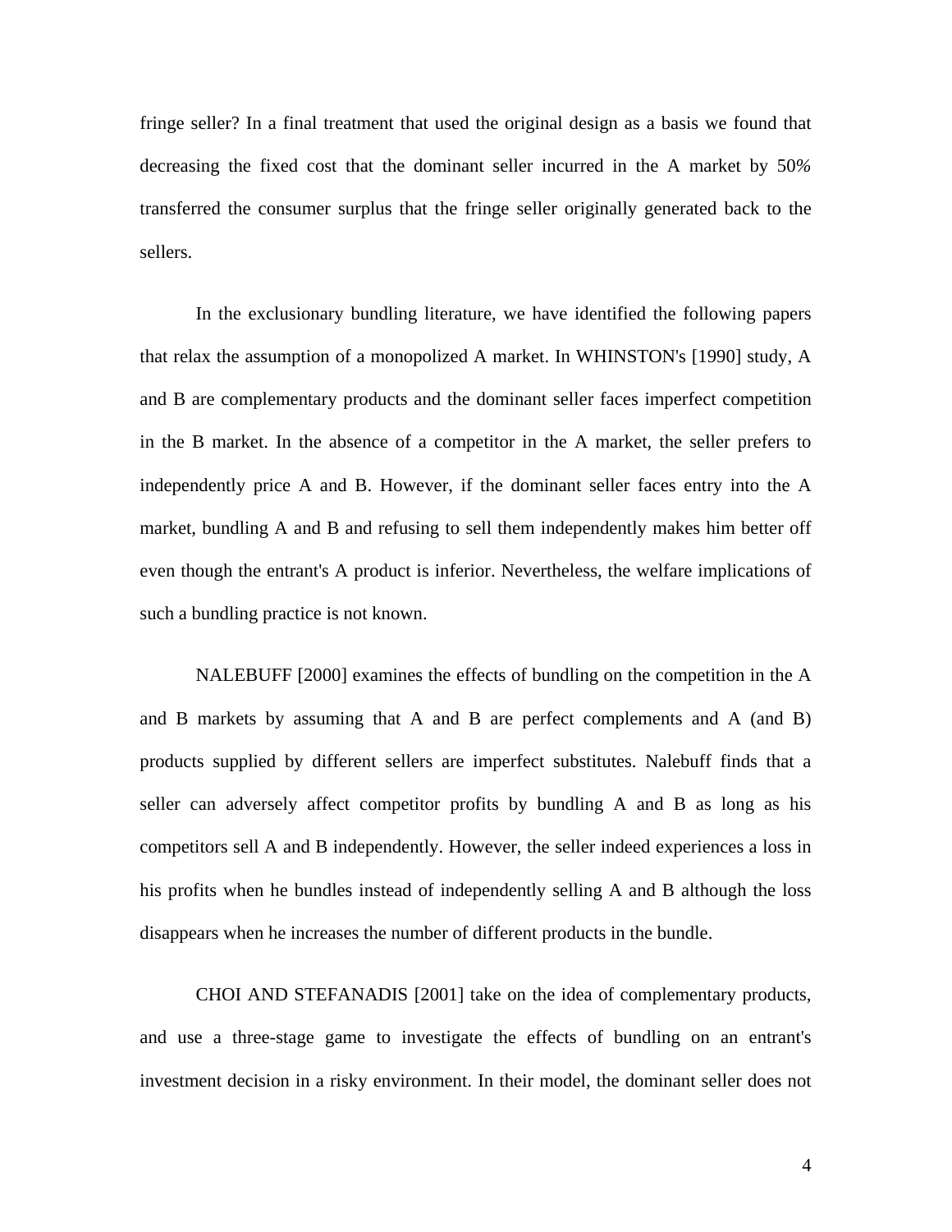fringe seller? In a final treatment that used the original design as a basis we found that decreasing the fixed cost that the dominant seller incurred in the A market by 50% transferred the consumer surplus that the fringe seller originally generated back to the sellers.

In the exclusionary bundling literature, we have identified the following papers that relax the assumption of a monopolized A market. In WHINSTON's [1990] study, A and B are complementary products and the dominant seller faces imperfect competition in the B market. In the absence of a competitor in the A market, the seller prefers to independently price A and B. However, if the dominant seller faces entry into the A market, bundling A and B and refusing to sell them independently makes him better off even though the entrant's A product is inferior. Nevertheless, the welfare implications of such a bundling practice is not known.

NALEBUFF [2000] examines the effects of bundling on the competition in the A and B markets by assuming that A and B are perfect complements and A (and B) products supplied by different sellers are imperfect substitutes. Nalebuff finds that a seller can adversely affect competitor profits by bundling A and B as long as his competitors sell A and B independently. However, the seller indeed experiences a loss in his profits when he bundles instead of independently selling A and B although the loss disappears when he increases the number of different products in the bundle.

CHOI AND STEFANADIS [2001] take on the idea of complementary products, and use a three-stage game to investigate the effects of bundling on an entrant's investment decision in a risky environment. In their model, the dominant seller does not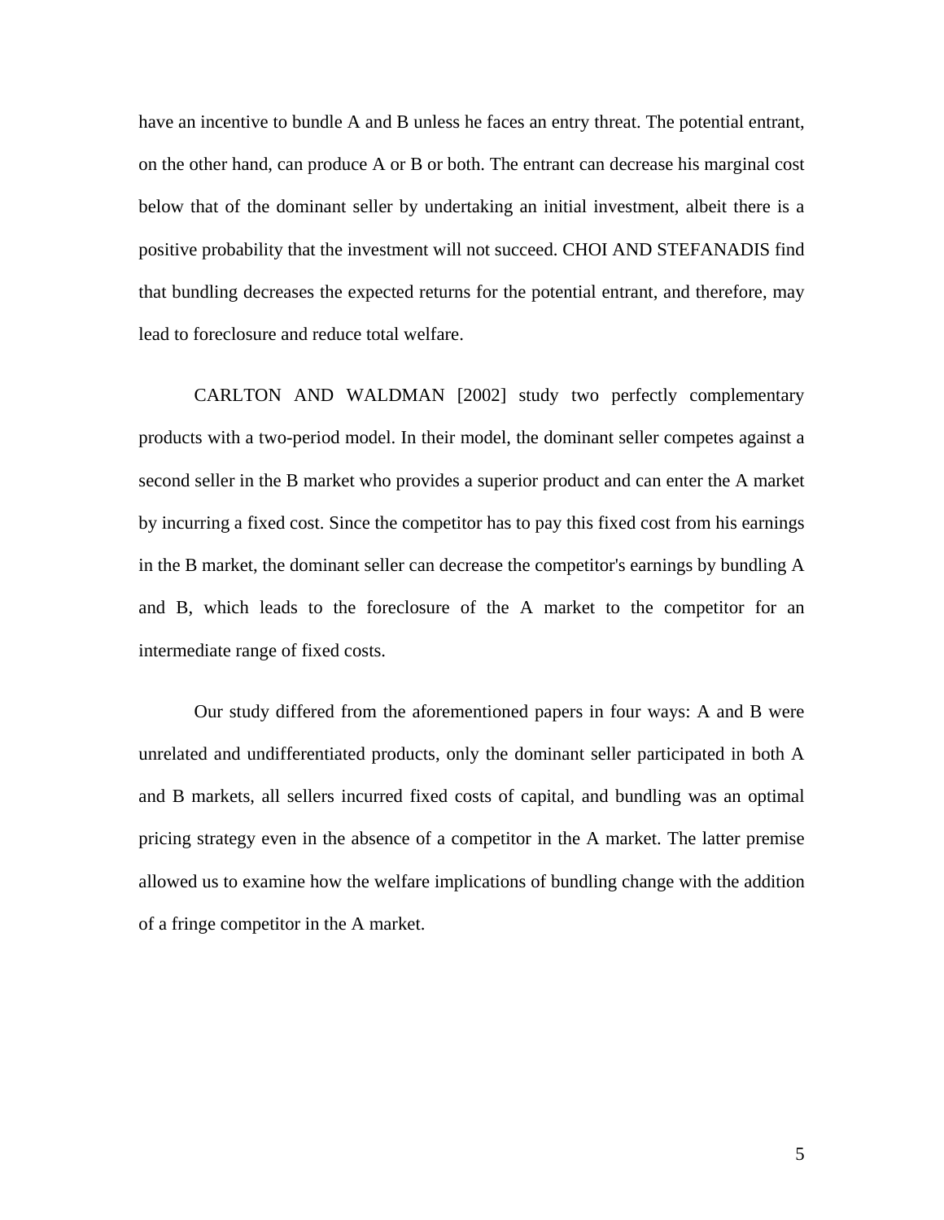have an incentive to bundle A and B unless he faces an entry threat. The potential entrant, on the other hand, can produce A or B or both. The entrant can decrease his marginal cost below that of the dominant seller by undertaking an initial investment, albeit there is a positive probability that the investment will not succeed. CHOI AND STEFANADIS find that bundling decreases the expected returns for the potential entrant, and therefore, may lead to foreclosure and reduce total welfare.

CARLTON AND WALDMAN [2002] study two perfectly complementary products with a two-period model. In their model, the dominant seller competes against a second seller in the B market who provides a superior product and can enter the A market by incurring a fixed cost. Since the competitor has to pay this fixed cost from his earnings in the B market, the dominant seller can decrease the competitor's earnings by bundling A and B, which leads to the foreclosure of the A market to the competitor for an intermediate range of fixed costs.

Our study differed from the aforementioned papers in four ways: A and B were unrelated and undifferentiated products, only the dominant seller participated in both A and B markets, all sellers incurred fixed costs of capital, and bundling was an optimal pricing strategy even in the absence of a competitor in the A market. The latter premise allowed us to examine how the welfare implications of bundling change with the addition of a fringe competitor in the A market.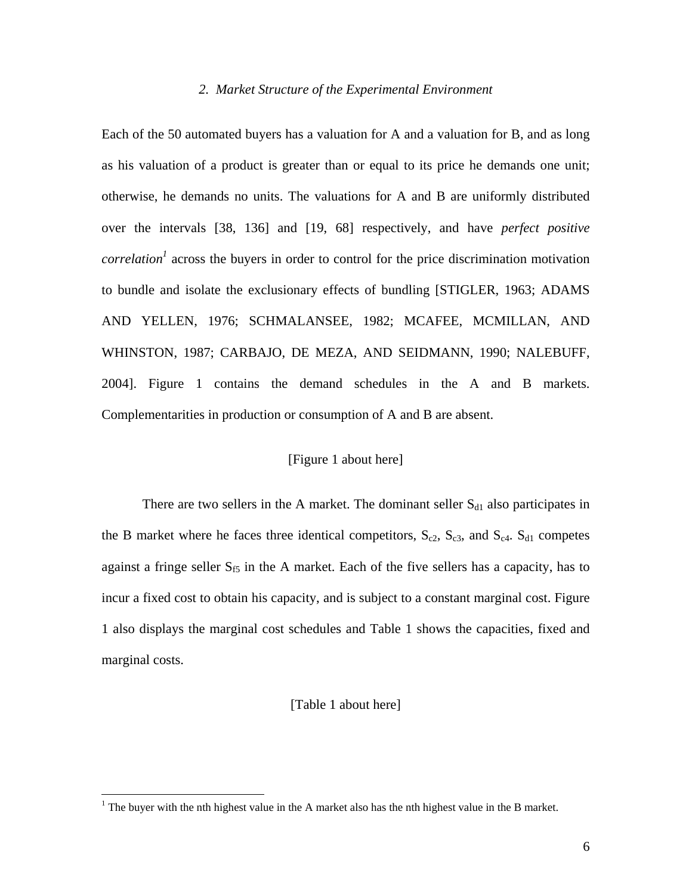## *2. Market Structure of the Experimental Environment*

Each of the 50 automated buyers has a valuation for A and a valuation for B, and as long as his valuation of a product is greater than or equal to its price he demands one unit; otherwise, he demands no units. The valuations for A and B are uniformly distributed over the intervals [38, 136] and [19, 68] respectively, and have *perfect positive correlation*[1] across the buyers in order to control for the price discrimination motivation to bundle and isolate the exclusionary effects of bundling [STIGLER, 1963; ADAMS AND YELLEN, 1976; SCHMALANSEE, 1982; MCAFEE, MCMILLAN, AND WHINSTON, 1987; CARBAJO, DE MEZA, AND SEIDMANN, 1990; NALEBUFF, 2004]. Figure 1 contains the demand schedules in the A and B markets. Complementarities in production or consumption of A and B are absent.

[Figure 1 about here]

There are two sellers in the A market. The dominant seller $S_{d1}$ also participates in the B market where he faces three identical competitors, $S_{c2}$, $S_{c3}$, and $S_{c4}$. $S_{d1}$ competes against a fringe seller $S_{f5}$ in the A market. Each of the five sellers has a capacity, has to incur a fixed cost to obtain his capacity, and is subject to a constant marginal cost. Figure 1 also displays the marginal cost schedules and Table 1 shows the capacities, fixed and marginal costs.

[Table 1 about here]

---

[1] The buyer with the nth highest value in the A market also has the nth highest value in the B market.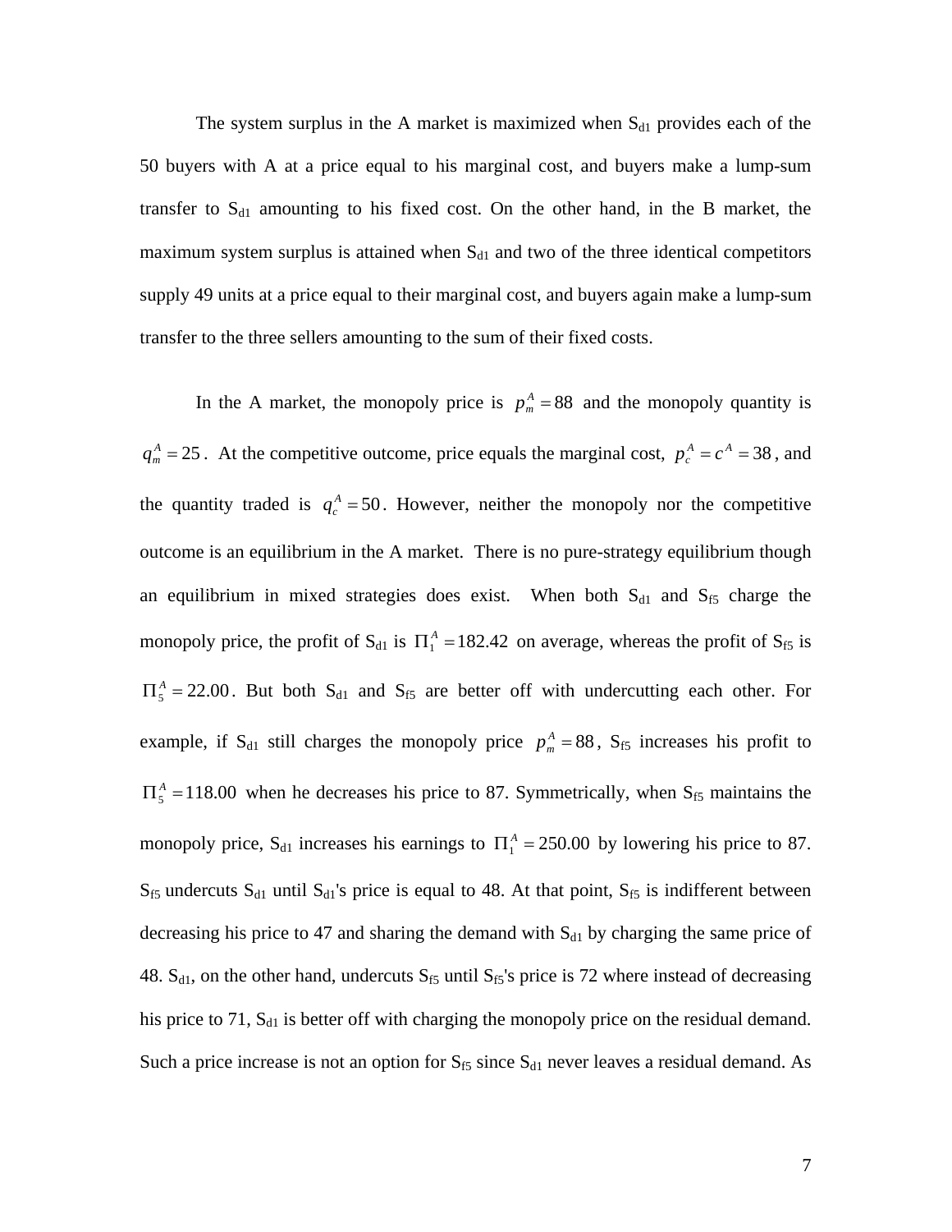The system surplus in the A market is maximized when $S_{d1}$ provides each of the 50 buyers with A at a price equal to his marginal cost, and buyers make a lump-sum transfer to $S_{d1}$ amounting to his fixed cost. On the other hand, in the B market, the maximum system surplus is attained when $S_{d1}$ and two of the three identical competitors supply 49 units at a price equal to their marginal cost, and buyers again make a lump-sum transfer to the three sellers amounting to the sum of their fixed costs.

In the A market, the monopoly price is $p_m^A = 88$ and the monopoly quantity is $q_m^A = 25$. At the competitive outcome, price equals the marginal cost, $p_c^A = c^A = 38$, and the quantity traded is $q_c^A = 50$. However, neither the monopoly nor the competitive outcome is an equilibrium in the A market. There is no pure-strategy equilibrium though an equilibrium in mixed strategies does exist. When both $S_{d1}$ and $S_{f5}$ charge the monopoly price, the profit of $S_{d1}$ is $\Pi_1^A = 182.42$ on average, whereas the profit of $S_{f5}$ is $\Pi_5^A = 22.00$. But both $S_{d1}$ and $S_{f5}$ are better off with undercutting each other. For example, if $S_{d1}$ still charges the monopoly price $p_m^A = 88$, $S_{f5}$ increases his profit to $\Pi_5^A = 118.00$ when he decreases his price to 87. Symmetrically, when $S_{f5}$ maintains the monopoly price, $S_{d1}$ increases his earnings to $\Pi_1^A = 250.00$ by lowering his price to 87. $S_{f5}$ undercuts $S_{d1}$ until $S_{d1}$'s price is equal to 48. At that point, $S_{f5}$ is indifferent between decreasing his price to 47 and sharing the demand with $S_{d1}$ by charging the same price of 48. $S_{d1}$, on the other hand, undercuts $S_{f5}$ until $S_{f5}$'s price is 72 where instead of decreasing his price to 71, $S_{d1}$ is better off with charging the monopoly price on the residual demand. Such a price increase is not an option for $S_{f5}$ since $S_{d1}$ never leaves a residual demand. As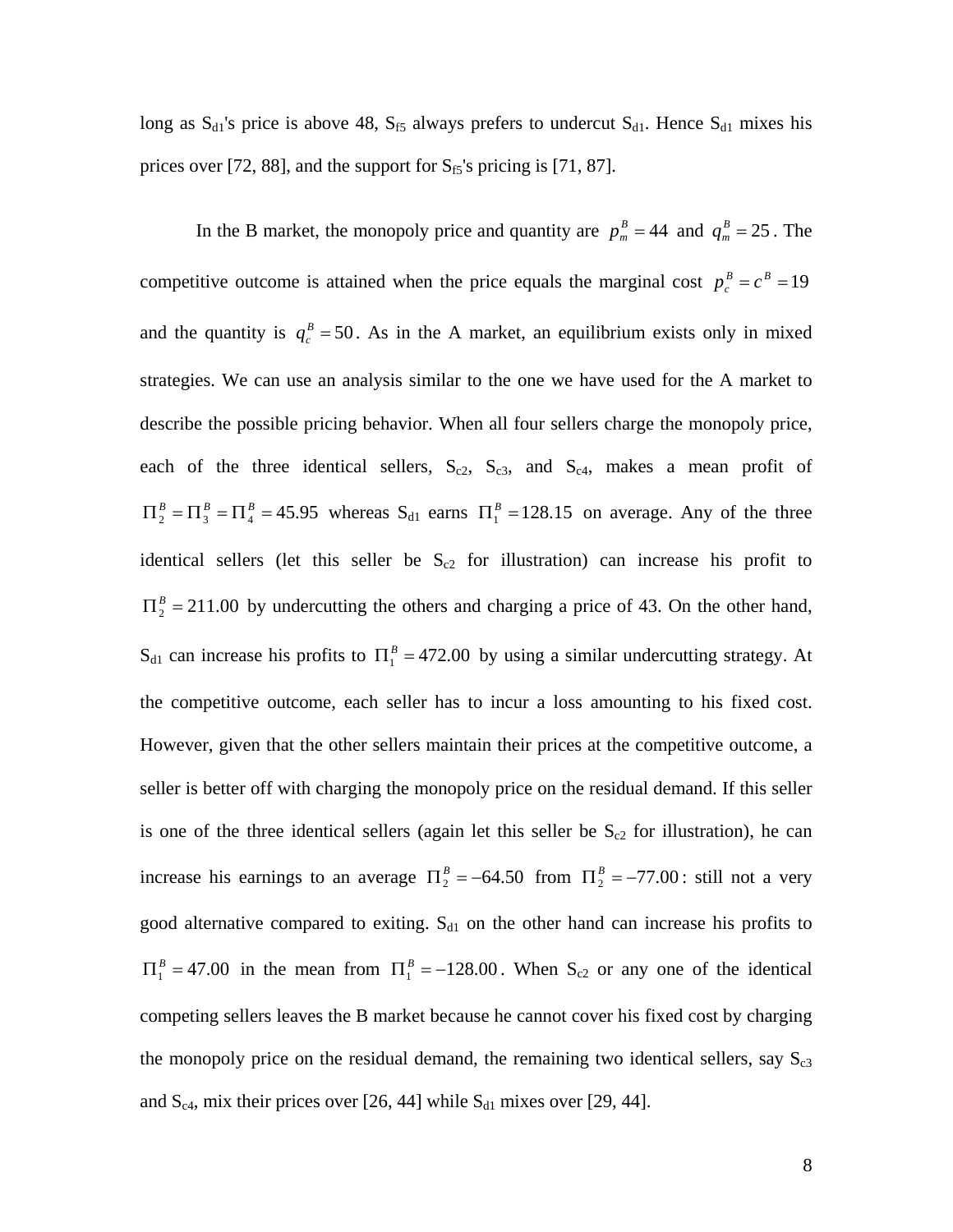long as $S_{d1}$'s price is above 48, $S_{f5}$ always prefers to undercut $S_{d1}$. Hence $S_{d1}$ mixes his prices over [72, 88], and the support for $S_{f5}$'s pricing is [71, 87].

In the B market, the monopoly price and quantity are $p_m^B = 44$ and $q_m^B = 25$. The competitive outcome is attained when the price equals the marginal cost $p_c^B = c^B = 19$ and the quantity is $q_c^B = 50$. As in the A market, an equilibrium exists only in mixed strategies. We can use an analysis similar to the one we have used for the A market to describe the possible pricing behavior. When all four sellers charge the monopoly price, each of the three identical sellers, $S_{c2}$, $S_{c3}$, and $S_{c4}$, makes a mean profit of $\Pi_2^B = \Pi_3^B = \Pi_4^B = 45.95$ whereas $S_{d1}$ earns $\Pi_1^B = 128.15$ on average. Any of the three identical sellers (let this seller be $S_{c2}$ for illustration) can increase his profit to $\Pi_2^B = 211.00$ by undercutting the others and charging a price of 43. On the other hand, $S_{d1}$ can increase his profits to $\Pi_1^B = 472.00$ by using a similar undercutting strategy. At the competitive outcome, each seller has to incur a loss amounting to his fixed cost. However, given that the other sellers maintain their prices at the competitive outcome, a seller is better off with charging the monopoly price on the residual demand. If this seller is one of the three identical sellers (again let this seller be $S_{c2}$ for illustration), he can increase his earnings to an average $\Pi_2^B = -64.50$ from $\Pi_2^B = -77.00$: still not a very good alternative compared to exiting. $S_{d1}$ on the other hand can increase his profits to $\Pi_1^B = 47.00$ in the mean from $\Pi_1^B = -128.00$. When $S_{c2}$ or any one of the identical competing sellers leaves the B market because he cannot cover his fixed cost by charging the monopoly price on the residual demand, the remaining two identical sellers, say $S_{c3}$ and $S_{c4}$, mix their prices over [26, 44] while $S_{d1}$ mixes over [29, 44].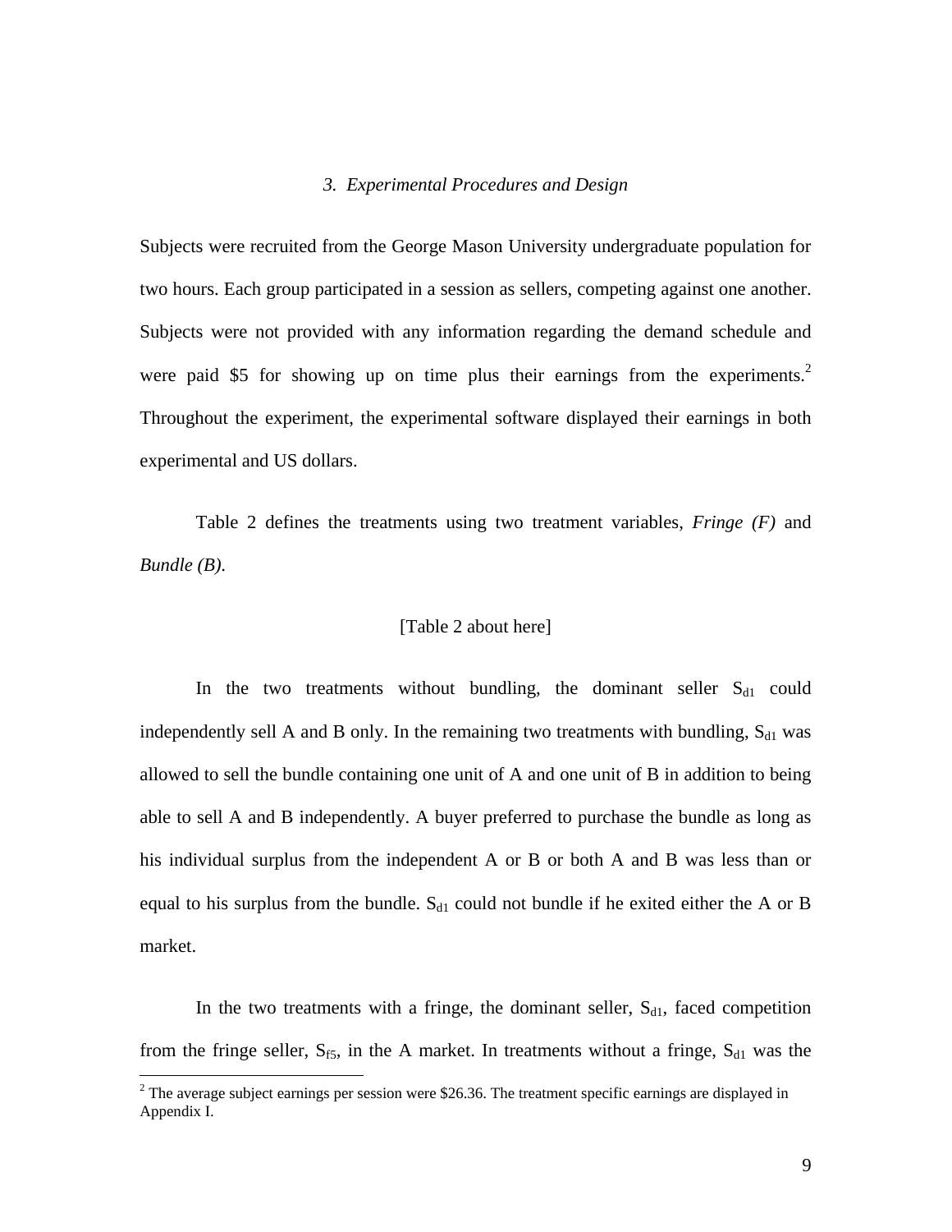### *3. Experimental Procedures and Design*

Subjects were recruited from the George Mason University undergraduate population for two hours. Each group participated in a session as sellers, competing against one another. Subjects were not provided with any information regarding the demand schedule and were paid $5 for showing up on time plus their earnings from the experiments.[2] Throughout the experiment, the experimental software displayed their earnings in both experimental and US dollars.

Table 2 defines the treatments using two treatment variables, *Fringe (F)* and *Bundle (B)*.

[Table 2 about here]

In the two treatments without bundling, the dominant seller $S_{d1}$ could independently sell A and B only. In the remaining two treatments with bundling, $S_{d1}$ was allowed to sell the bundle containing one unit of A and one unit of B in addition to being able to sell A and B independently. A buyer preferred to purchase the bundle as long as his individual surplus from the independent A or B or both A and B was less than or equal to his surplus from the bundle. $S_{d1}$ could not bundle if he exited either the A or B market.

In the two treatments with a fringe, the dominant seller, $S_{d1}$, faced competition from the fringe seller, $S_{f5}$, in the A market. In treatments without a fringe, $S_{d1}$ was the

[2] The average subject earnings per session were $26.36. The treatment specific earnings are displayed in Appendix I.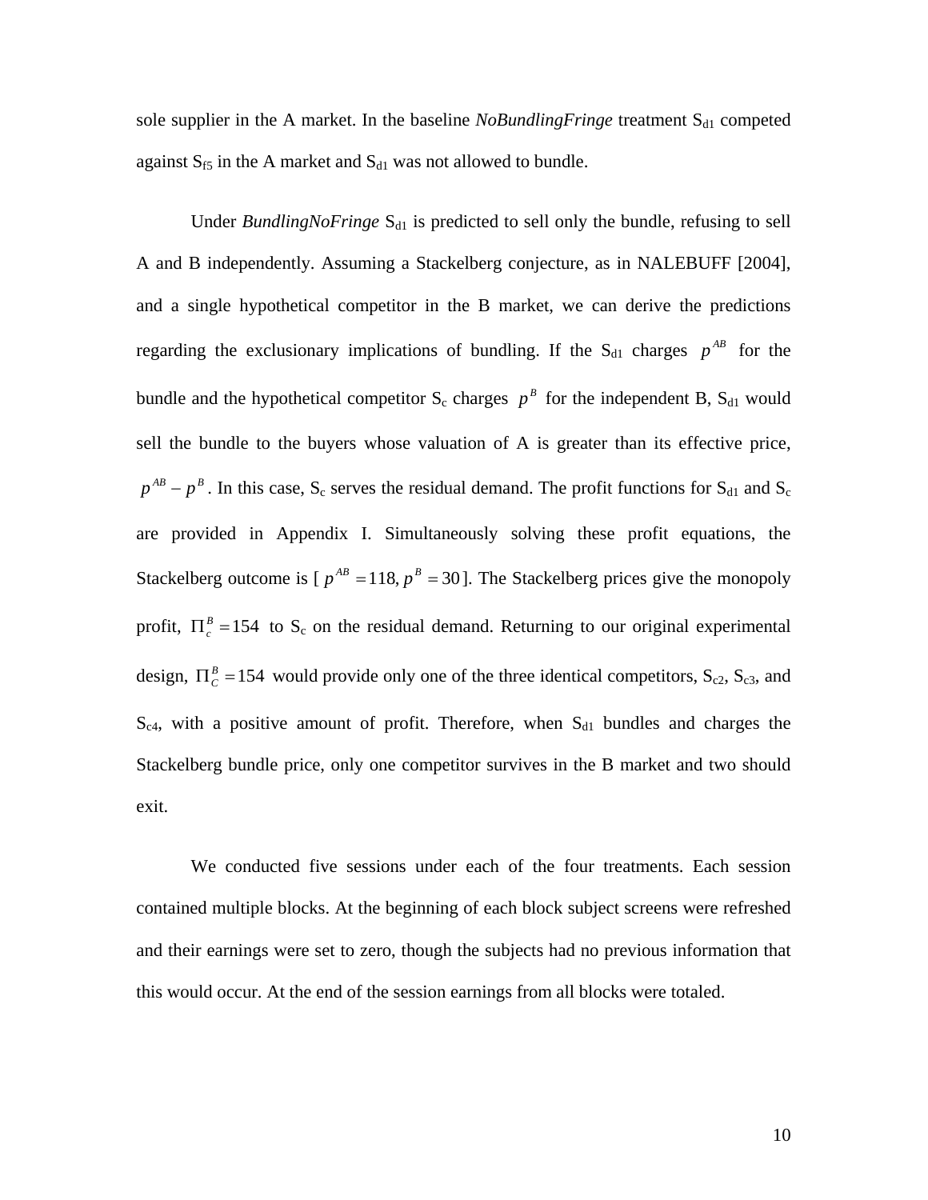sole supplier in the A market. In the baseline *NoBundlingFringe* treatment $S_{d1}$ competed against $S_{f5}$ in the A market and $S_{d1}$ was not allowed to bundle.

Under *BundlingNoFringe* $S_{d1}$ is predicted to sell only the bundle, refusing to sell A and B independently. Assuming a Stackelberg conjecture, as in NALEBUFF [2004], and a single hypothetical competitor in the B market, we can derive the predictions regarding the exclusionary implications of bundling. If the $S_{d1}$ charges $p^{AB}$ for the bundle and the hypothetical competitor $S_c$ charges $p^B$ for the independent B, $S_{d1}$ would sell the bundle to the buyers whose valuation of A is greater than its effective price, $p^{AB} - p^B$. In this case, $S_c$ serves the residual demand. The profit functions for $S_{d1}$ and $S_c$ are provided in Appendix I. Simultaneously solving these profit equations, the Stackelberg outcome is [ $p^{AB} = 118, p^B = 30$ ]. The Stackelberg prices give the monopoly profit, $\Pi_c^B = 154$ to $S_c$ on the residual demand. Returning to our original experimental design, $\Pi_C^B = 154$ would provide only one of the three identical competitors, $S_{c2}$, $S_{c3}$, and $S_{c4}$, with a positive amount of profit. Therefore, when $S_{d1}$ bundles and charges the Stackelberg bundle price, only one competitor survives in the B market and two should exit.

We conducted five sessions under each of the four treatments. Each session contained multiple blocks. At the beginning of each block subject screens were refreshed and their earnings were set to zero, though the subjects had no previous information that this would occur. At the end of the session earnings from all blocks were totaled.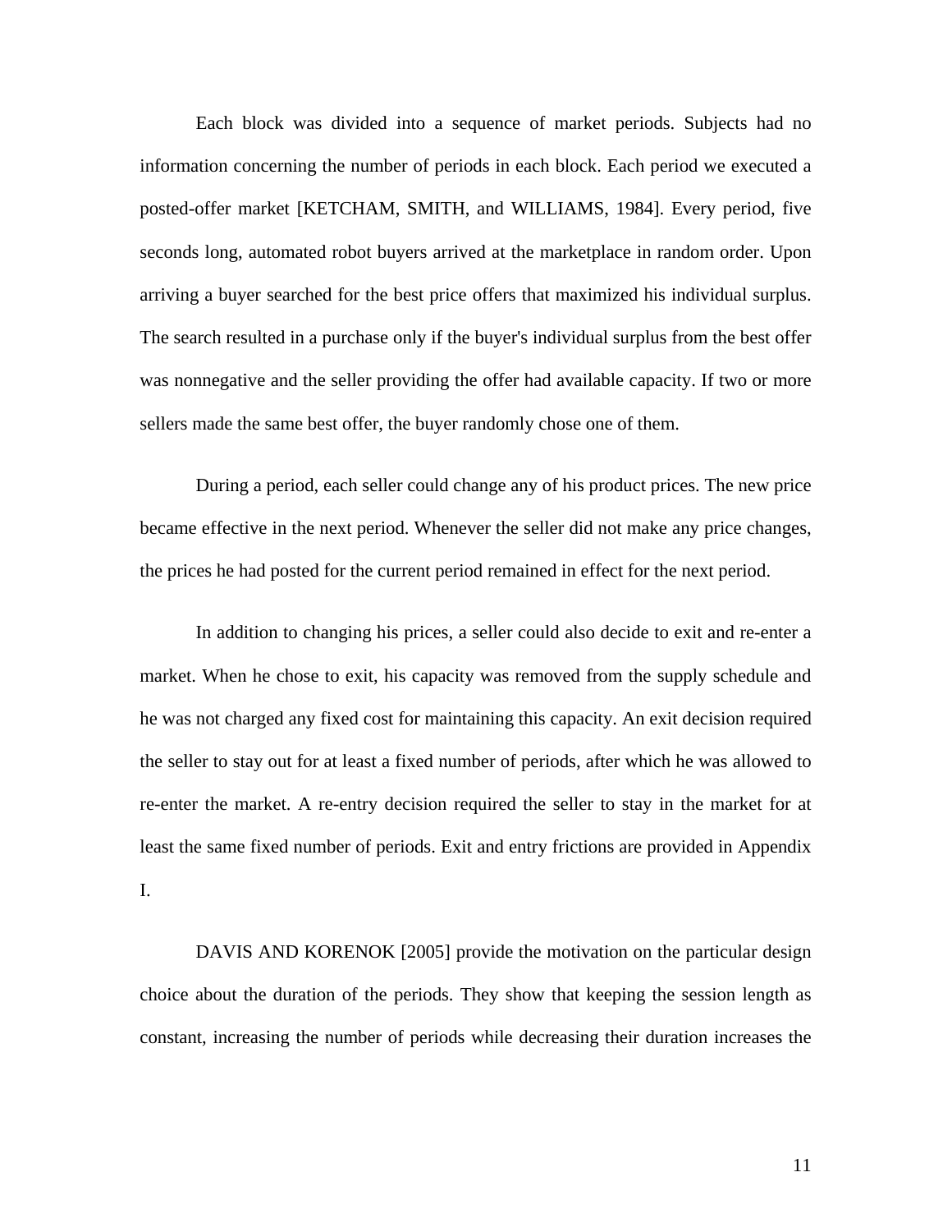Each block was divided into a sequence of market periods. Subjects had no information concerning the number of periods in each block. Each period we executed a posted-offer market [KETCHAM, SMITH, and WILLIAMS, 1984]. Every period, five seconds long, automated robot buyers arrived at the marketplace in random order. Upon arriving a buyer searched for the best price offers that maximized his individual surplus. The search resulted in a purchase only if the buyer's individual surplus from the best offer was nonnegative and the seller providing the offer had available capacity. If two or more sellers made the same best offer, the buyer randomly chose one of them.

During a period, each seller could change any of his product prices. The new price became effective in the next period. Whenever the seller did not make any price changes, the prices he had posted for the current period remained in effect for the next period.

In addition to changing his prices, a seller could also decide to exit and re-enter a market. When he chose to exit, his capacity was removed from the supply schedule and he was not charged any fixed cost for maintaining this capacity. An exit decision required the seller to stay out for at least a fixed number of periods, after which he was allowed to re-enter the market. A re-entry decision required the seller to stay in the market for at least the same fixed number of periods. Exit and entry frictions are provided in Appendix I.

DAVIS AND KORENOK [2005] provide the motivation on the particular design choice about the duration of the periods. They show that keeping the session length as constant, increasing the number of periods while decreasing their duration increases the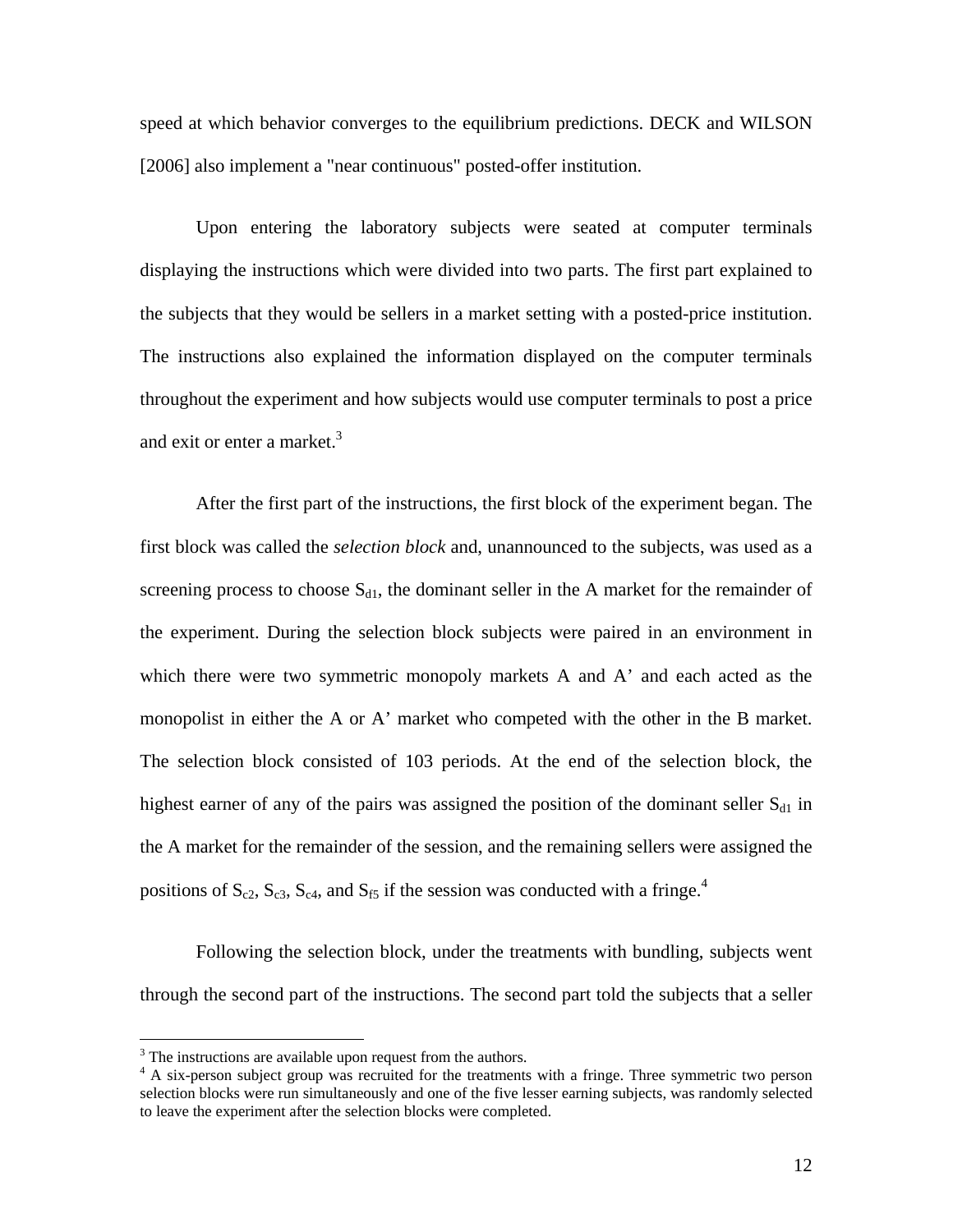speed at which behavior converges to the equilibrium predictions. DECK and WILSON [2006] also implement a "near continuous" posted-offer institution.

Upon entering the laboratory subjects were seated at computer terminals displaying the instructions which were divided into two parts. The first part explained to the subjects that they would be sellers in a market setting with a posted-price institution. The instructions also explained the information displayed on the computer terminals throughout the experiment and how subjects would use computer terminals to post a price and exit or enter a market.[3]

After the first part of the instructions, the first block of the experiment began. The first block was called the *selection block* and, unannounced to the subjects, was used as a screening process to choose $S_{d1}$, the dominant seller in the A market for the remainder of the experiment. During the selection block subjects were paired in an environment in which there were two symmetric monopoly markets A and A' and each acted as the monopolist in either the A or A' market who competed with the other in the B market. The selection block consisted of 103 periods. At the end of the selection block, the highest earner of any of the pairs was assigned the position of the dominant seller $S_{d1}$ in the A market for the remainder of the session, and the remaining sellers were assigned the positions of $S_{c2}$, $S_{c3}$, $S_{c4}$, and $S_{f5}$ if the session was conducted with a fringe.[4]

Following the selection block, under the treatments with bundling, subjects went through the second part of the instructions. The second part told the subjects that a seller

[3] The instructions are available upon request from the authors.

[4] A six-person subject group was recruited for the treatments with a fringe. Three symmetric two person selection blocks were run simultaneously and one of the five lesser earning subjects, was randomly selected to leave the experiment after the selection blocks were completed.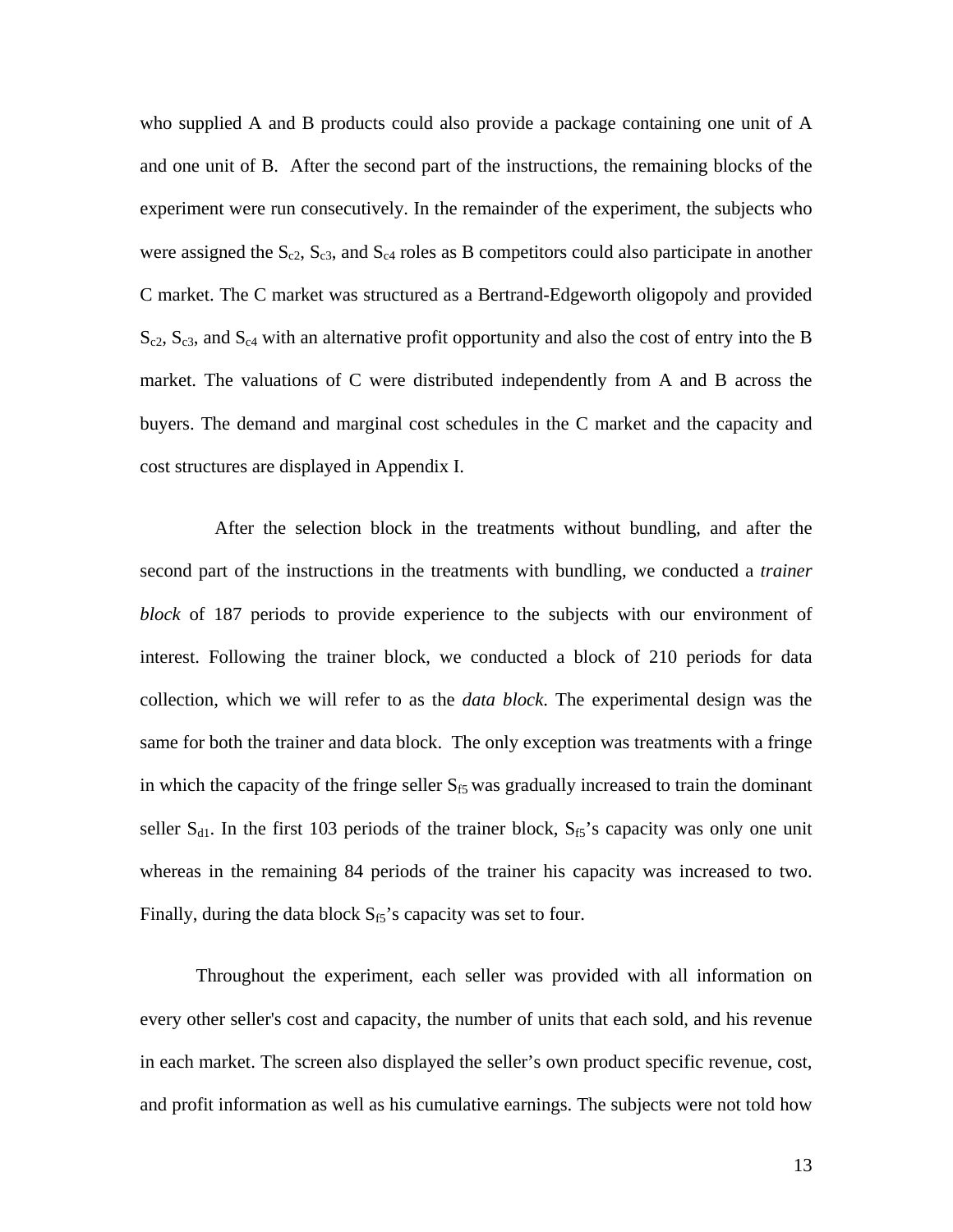who supplied A and B products could also provide a package containing one unit of A and one unit of B. After the second part of the instructions, the remaining blocks of the experiment were run consecutively. In the remainder of the experiment, the subjects who were assigned the $S_{c2}$, $S_{c3}$, and $S_{c4}$ roles as B competitors could also participate in another C market. The C market was structured as a Bertrand-Edgeworth oligopoly and provided $S_{c2}$, $S_{c3}$, and $S_{c4}$ with an alternative profit opportunity and also the cost of entry into the B market. The valuations of C were distributed independently from A and B across the buyers. The demand and marginal cost schedules in the C market and the capacity and cost structures are displayed in Appendix I.

After the selection block in the treatments without bundling, and after the second part of the instructions in the treatments with bundling, we conducted a *trainer block* of 187 periods to provide experience to the subjects with our environment of interest. Following the trainer block, we conducted a block of 210 periods for data collection, which we will refer to as the *data block*. The experimental design was the same for both the trainer and data block. The only exception was treatments with a fringe in which the capacity of the fringe seller $S_{f5}$ was gradually increased to train the dominant seller $S_{d1}$. In the first 103 periods of the trainer block, $S_{f5}$'s capacity was only one unit whereas in the remaining 84 periods of the trainer his capacity was increased to two. Finally, during the data block $S_{f5}$'s capacity was set to four.

Throughout the experiment, each seller was provided with all information on every other seller's cost and capacity, the number of units that each sold, and his revenue in each market. The screen also displayed the seller's own product specific revenue, cost, and profit information as well as his cumulative earnings. The subjects were not told how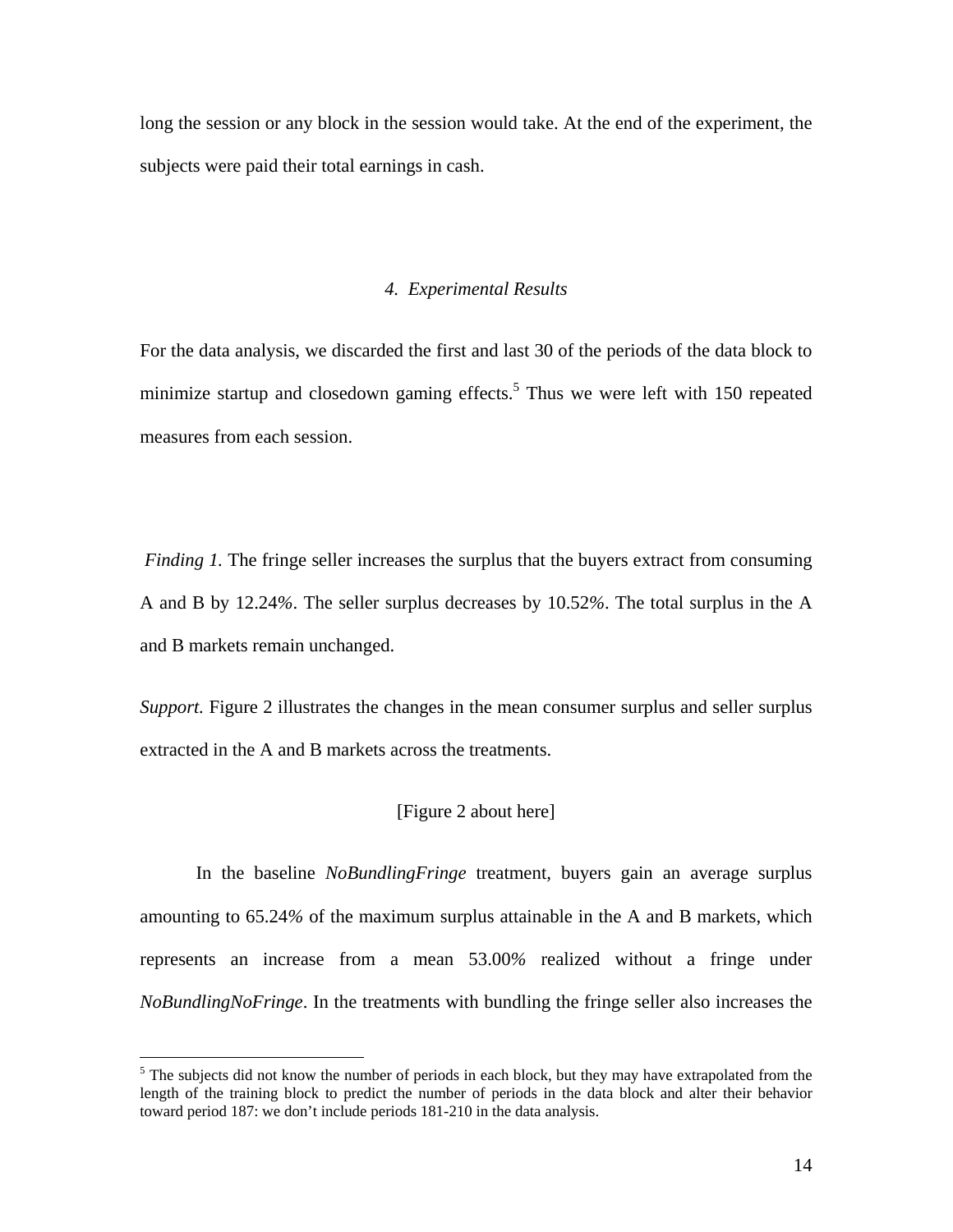long the session or any block in the session would take. At the end of the experiment, the subjects were paid their total earnings in cash.

## *4. Experimental Results*

For the data analysis, we discarded the first and last 30 of the periods of the data block to minimize startup and closedown gaming effects.[5] Thus we were left with 150 repeated measures from each session.

*Finding 1.* The fringe seller increases the surplus that the buyers extract from consuming A and B by 12.24%. The seller surplus decreases by 10.52%. The total surplus in the A and B markets remain unchanged.

*Support.* Figure 2 illustrates the changes in the mean consumer surplus and seller surplus extracted in the A and B markets across the treatments.

[Figure 2 about here]

In the baseline *NoBundlingFringe* treatment, buyers gain an average surplus amounting to 65.24% of the maximum surplus attainable in the A and B markets, which represents an increase from a mean 53.00% realized without a fringe under *NoBundlingNoFringe*. In the treatments with bundling the fringe seller also increases the

[5] The subjects did not know the number of periods in each block, but they may have extrapolated from the length of the training block to predict the number of periods in the data block and alter their behavior toward period 187: we don't include periods 181-210 in the data analysis.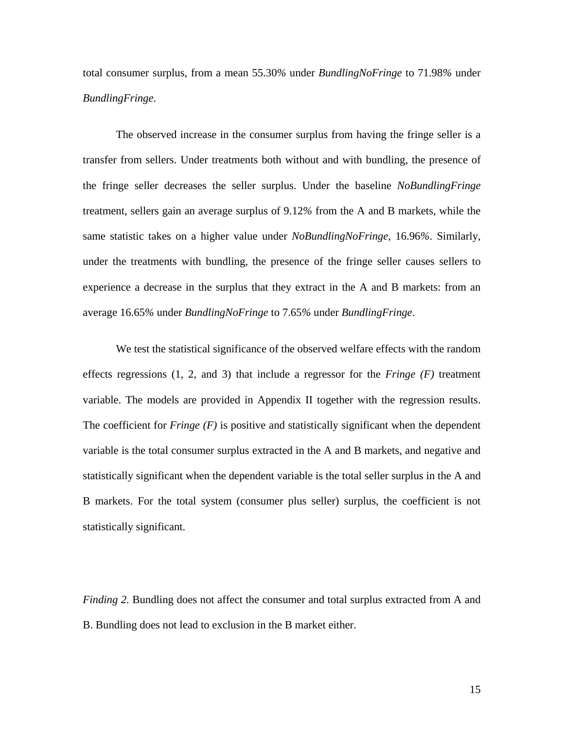total consumer surplus, from a mean 55.30% under *BundlingNoFringe* to 71.98% under *BundlingFringe*.

The observed increase in the consumer surplus from having the fringe seller is a transfer from sellers. Under treatments both without and with bundling, the presence of the fringe seller decreases the seller surplus. Under the baseline *NoBundlingFringe* treatment, sellers gain an average surplus of 9.12% from the A and B markets, while the same statistic takes on a higher value under *NoBundlingNoFringe*, 16.96%. Similarly, under the treatments with bundling, the presence of the fringe seller causes sellers to experience a decrease in the surplus that they extract in the A and B markets: from an average 16.65% under *BundlingNoFringe* to 7.65% under *BundlingFringe*.

We test the statistical significance of the observed welfare effects with the random effects regressions (1, 2, and 3) that include a regressor for the *Fringe (F)* treatment variable. The models are provided in Appendix II together with the regression results. The coefficient for *Fringe (F)* is positive and statistically significant when the dependent variable is the total consumer surplus extracted in the A and B markets, and negative and statistically significant when the dependent variable is the total seller surplus in the A and B markets. For the total system (consumer plus seller) surplus, the coefficient is not statistically significant.

*Finding 2.* Bundling does not affect the consumer and total surplus extracted from A and B. Bundling does not lead to exclusion in the B market either.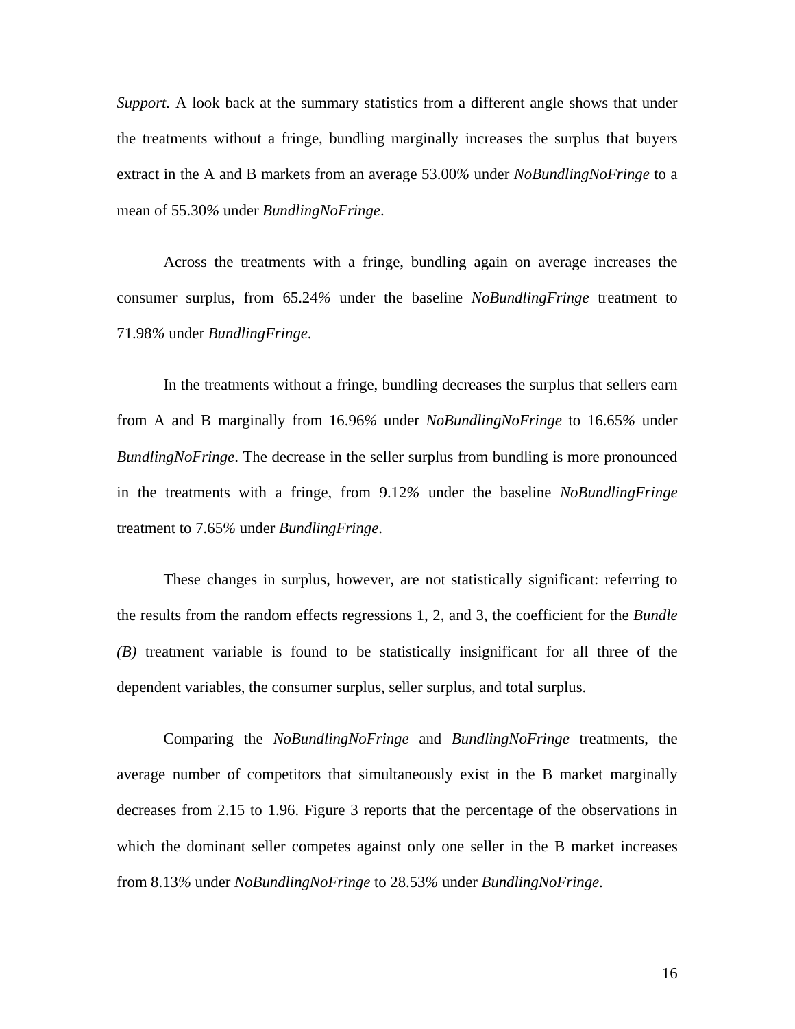*Support.* A look back at the summary statistics from a different angle shows that under the treatments without a fringe, bundling marginally increases the surplus that buyers extract in the A and B markets from an average 53.00% under *NoBundlingNoFringe* to a mean of 55.30% under *BundlingNoFringe*.

Across the treatments with a fringe, bundling again on average increases the consumer surplus, from 65.24% under the baseline *NoBundlingFringe* treatment to 71.98% under *BundlingFringe*.

In the treatments without a fringe, bundling decreases the surplus that sellers earn from A and B marginally from 16.96% under *NoBundlingNoFringe* to 16.65% under *BundlingNoFringe*. The decrease in the seller surplus from bundling is more pronounced in the treatments with a fringe, from 9.12% under the baseline *NoBundlingFringe* treatment to 7.65% under *BundlingFringe*.

These changes in surplus, however, are not statistically significant: referring to the results from the random effects regressions 1, 2, and 3, the coefficient for the *Bundle (B)* treatment variable is found to be statistically insignificant for all three of the dependent variables, the consumer surplus, seller surplus, and total surplus.

Comparing the *NoBundlingNoFringe* and *BundlingNoFringe* treatments, the average number of competitors that simultaneously exist in the B market marginally decreases from 2.15 to 1.96. Figure 3 reports that the percentage of the observations in which the dominant seller competes against only one seller in the B market increases from 8.13% under *NoBundlingNoFringe* to 28.53% under *BundlingNoFringe*.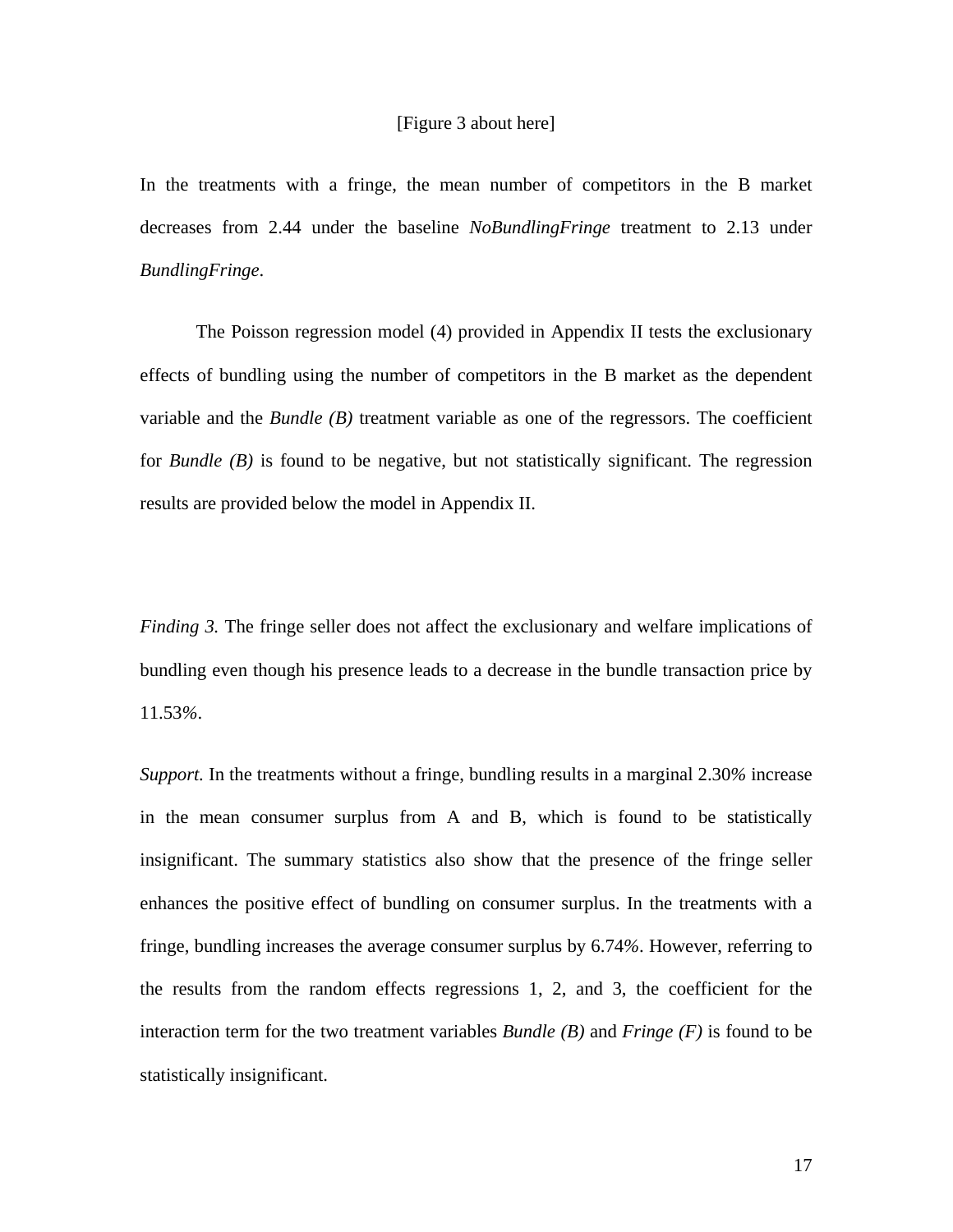[Figure 3 about here]

In the treatments with a fringe, the mean number of competitors in the B market decreases from 2.44 under the baseline *NoBundlingFringe* treatment to 2.13 under *BundlingFringe*.

The Poisson regression model (4) provided in Appendix II tests the exclusionary effects of bundling using the number of competitors in the B market as the dependent variable and the *Bundle (B)* treatment variable as one of the regressors. The coefficient for *Bundle (B)* is found to be negative, but not statistically significant. The regression results are provided below the model in Appendix II.

*Finding 3.* The fringe seller does not affect the exclusionary and welfare implications of bundling even though his presence leads to a decrease in the bundle transaction price by 11.53%.

*Support.* In the treatments without a fringe, bundling results in a marginal 2.30% increase in the mean consumer surplus from A and B, which is found to be statistically insignificant. The summary statistics also show that the presence of the fringe seller enhances the positive effect of bundling on consumer surplus. In the treatments with a fringe, bundling increases the average consumer surplus by 6.74%. However, referring to the results from the random effects regressions 1, 2, and 3, the coefficient for the interaction term for the two treatment variables *Bundle (B)* and *Fringe (F)* is found to be statistically insignificant.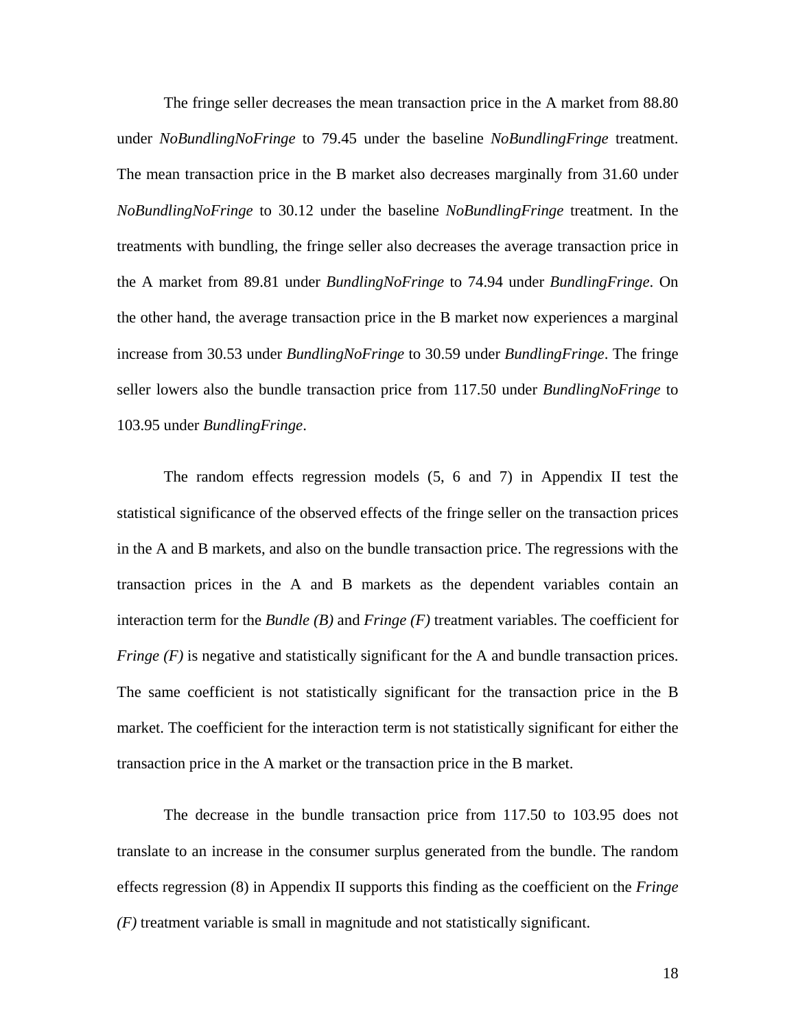The fringe seller decreases the mean transaction price in the A market from 88.80 under *NoBundlingNoFringe* to 79.45 under the baseline *NoBundlingFringe* treatment. The mean transaction price in the B market also decreases marginally from 31.60 under *NoBundlingNoFringe* to 30.12 under the baseline *NoBundlingFringe* treatment. In the treatments with bundling, the fringe seller also decreases the average transaction price in the A market from 89.81 under *BundlingNoFringe* to 74.94 under *BundlingFringe*. On the other hand, the average transaction price in the B market now experiences a marginal increase from 30.53 under *BundlingNoFringe* to 30.59 under *BundlingFringe*. The fringe seller lowers also the bundle transaction price from 117.50 under *BundlingNoFringe* to 103.95 under *BundlingFringe*.

The random effects regression models (5, 6 and 7) in Appendix II test the statistical significance of the observed effects of the fringe seller on the transaction prices in the A and B markets, and also on the bundle transaction price. The regressions with the transaction prices in the A and B markets as the dependent variables contain an interaction term for the *Bundle (B)* and *Fringe (F)* treatment variables. The coefficient for *Fringe (F)* is negative and statistically significant for the A and bundle transaction prices. The same coefficient is not statistically significant for the transaction price in the B market. The coefficient for the interaction term is not statistically significant for either the transaction price in the A market or the transaction price in the B market.

The decrease in the bundle transaction price from 117.50 to 103.95 does not translate to an increase in the consumer surplus generated from the bundle. The random effects regression (8) in Appendix II supports this finding as the coefficient on the *Fringe (F)* treatment variable is small in magnitude and not statistically significant.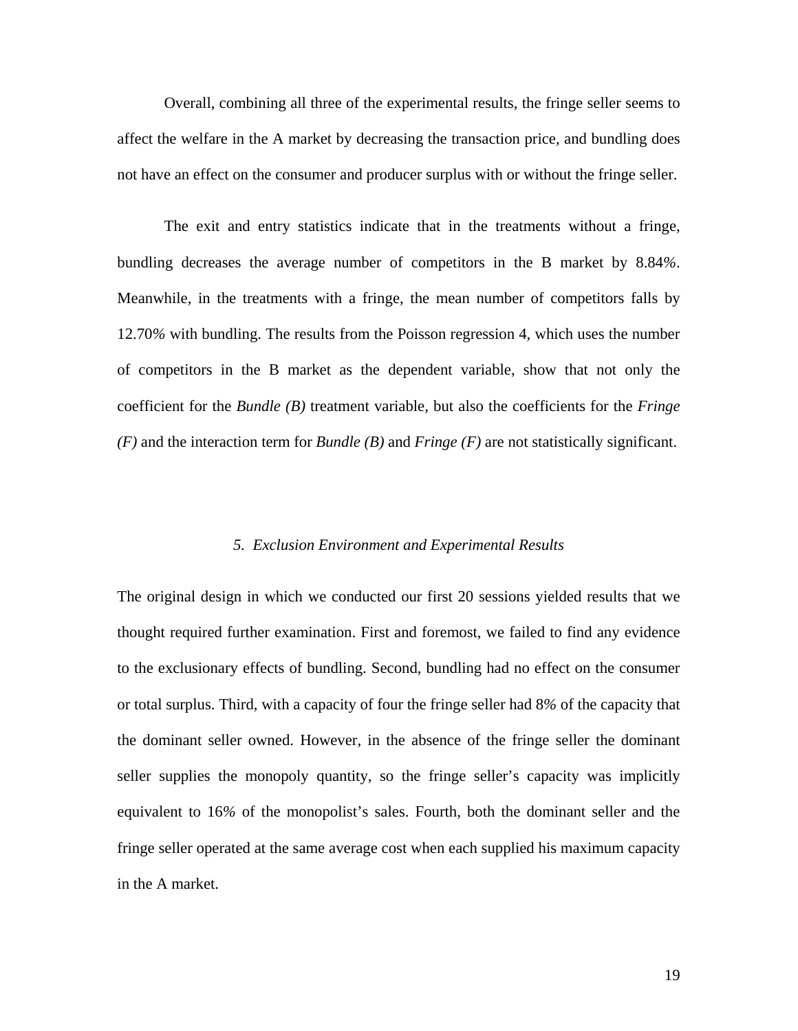Overall, combining all three of the experimental results, the fringe seller seems to affect the welfare in the A market by decreasing the transaction price, and bundling does not have an effect on the consumer and producer surplus with or without the fringe seller.

The exit and entry statistics indicate that in the treatments without a fringe, bundling decreases the average number of competitors in the B market by 8.84%. Meanwhile, in the treatments with a fringe, the mean number of competitors falls by 12.70% with bundling. The results from the Poisson regression 4, which uses the number of competitors in the B market as the dependent variable, show that not only the coefficient for the *Bundle (B)* treatment variable, but also the coefficients for the *Fringe (F)* and the interaction term for *Bundle (B)* and *Fringe (F)* are not statistically significant.

## *5. Exclusion Environment and Experimental Results*

The original design in which we conducted our first 20 sessions yielded results that we thought required further examination. First and foremost, we failed to find any evidence to the exclusionary effects of bundling. Second, bundling had no effect on the consumer or total surplus. Third, with a capacity of four the fringe seller had 8% of the capacity that the dominant seller owned. However, in the absence of the fringe seller the dominant seller supplies the monopoly quantity, so the fringe seller's capacity was implicitly equivalent to 16% of the monopolist's sales. Fourth, both the dominant seller and the fringe seller operated at the same average cost when each supplied his maximum capacity in the A market.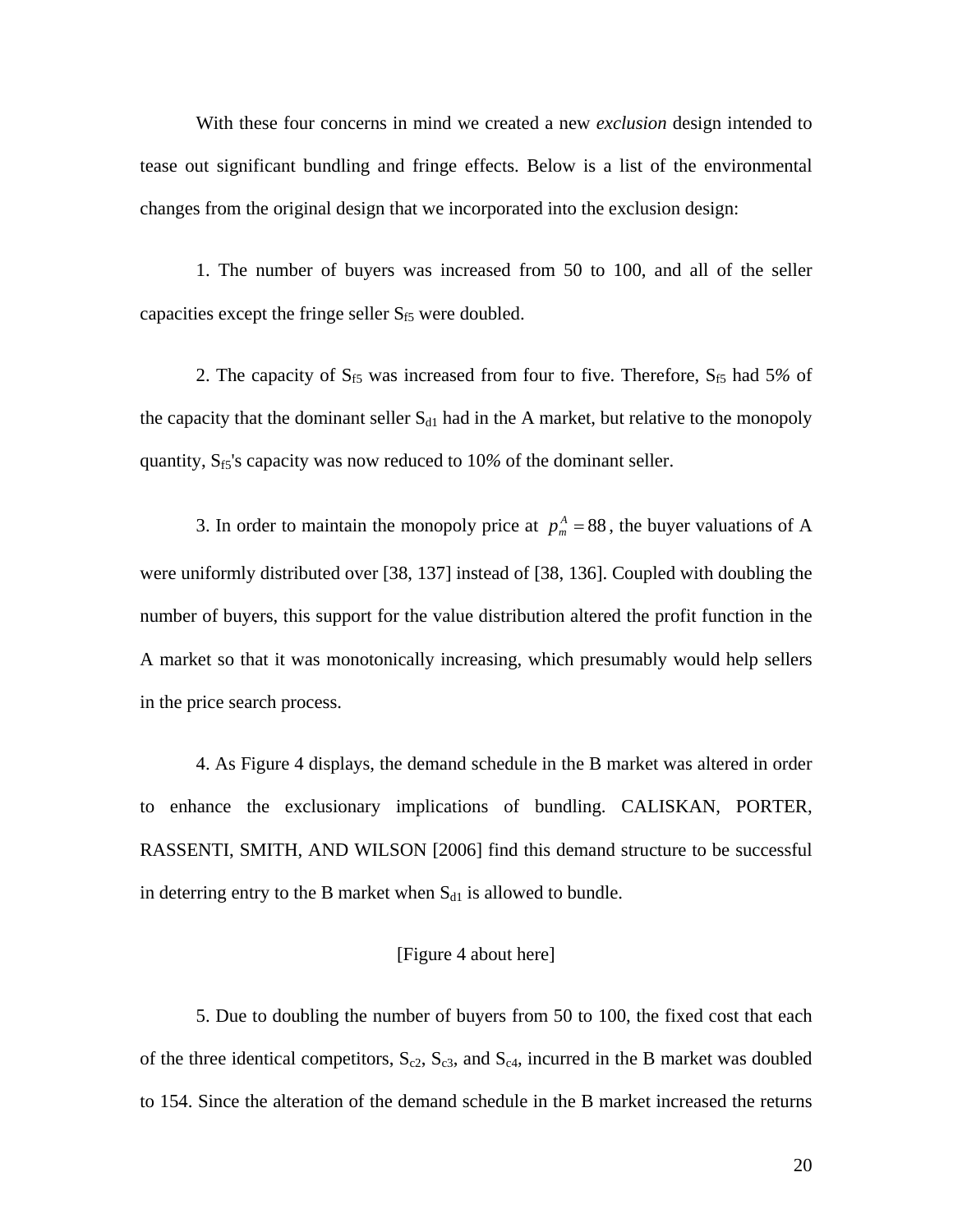With these four concerns in mind we created a new *exclusion* design intended to tease out significant bundling and fringe effects. Below is a list of the environmental changes from the original design that we incorporated into the exclusion design:

1. The number of buyers was increased from 50 to 100, and all of the seller capacities except the fringe seller $S_{f5}$ were doubled.

2. The capacity of $S_{f5}$ was increased from four to five. Therefore, $S_{f5}$ had 5% of the capacity that the dominant seller $S_{d1}$ had in the A market, but relative to the monopoly quantity, $S_{f5}$'s capacity was now reduced to 10% of the dominant seller.

3. In order to maintain the monopoly price at $p_m^A = 88$, the buyer valuations of A were uniformly distributed over [38, 137] instead of [38, 136]. Coupled with doubling the number of buyers, this support for the value distribution altered the profit function in the A market so that it was monotonically increasing, which presumably would help sellers in the price search process.

4. As Figure 4 displays, the demand schedule in the B market was altered in order to enhance the exclusionary implications of bundling. CALISKAN, PORTER, RASSENTI, SMITH, AND WILSON [2006] find this demand structure to be successful in deterring entry to the B market when $S_{d1}$ is allowed to bundle.

[Figure 4 about here]

5. Due to doubling the number of buyers from 50 to 100, the fixed cost that each of the three identical competitors, $S_{c2}$, $S_{c3}$, and $S_{c4}$, incurred in the B market was doubled to 154. Since the alteration of the demand schedule in the B market increased the returns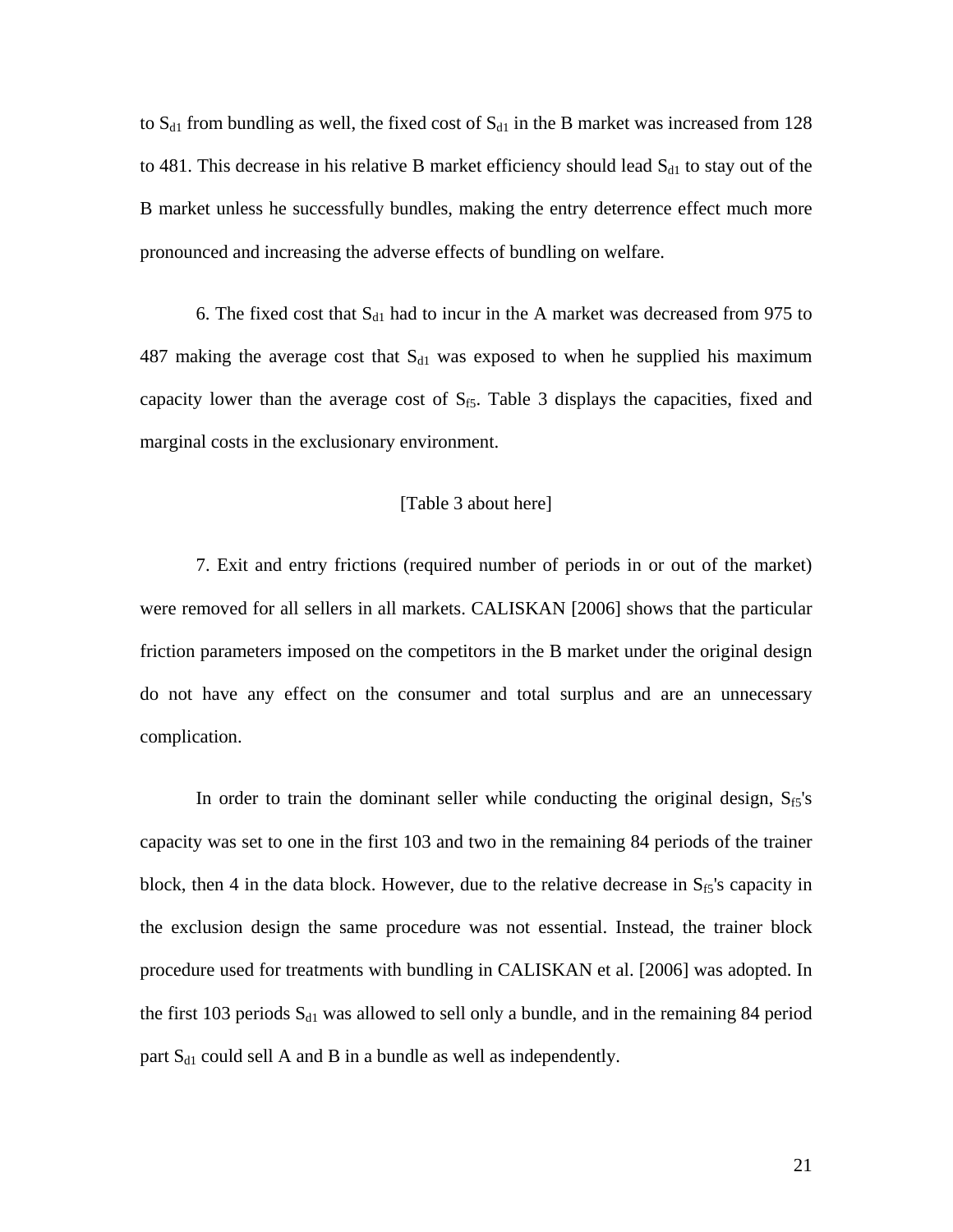to $S_{d1}$ from bundling as well, the fixed cost of $S_{d1}$ in the B market was increased from 128 to 481. This decrease in his relative B market efficiency should lead $S_{d1}$ to stay out of the B market unless he successfully bundles, making the entry deterrence effect much more pronounced and increasing the adverse effects of bundling on welfare.

6. The fixed cost that $S_{d1}$ had to incur in the A market was decreased from 975 to 487 making the average cost that $S_{d1}$ was exposed to when he supplied his maximum capacity lower than the average cost of $S_{f5}$. Table 3 displays the capacities, fixed and marginal costs in the exclusionary environment.

[Table 3 about here]

7. Exit and entry frictions (required number of periods in or out of the market) were removed for all sellers in all markets. CALISKAN [2006] shows that the particular friction parameters imposed on the competitors in the B market under the original design do not have any effect on the consumer and total surplus and are an unnecessary complication.

In order to train the dominant seller while conducting the original design, $S_{f5}$'s capacity was set to one in the first 103 and two in the remaining 84 periods of the trainer block, then 4 in the data block. However, due to the relative decrease in $S_{f5}$'s capacity in the exclusion design the same procedure was not essential. Instead, the trainer block procedure used for treatments with bundling in CALISKAN et al. [2006] was adopted. In the first 103 periods $S_{d1}$ was allowed to sell only a bundle, and in the remaining 84 period part $S_{d1}$ could sell A and B in a bundle as well as independently.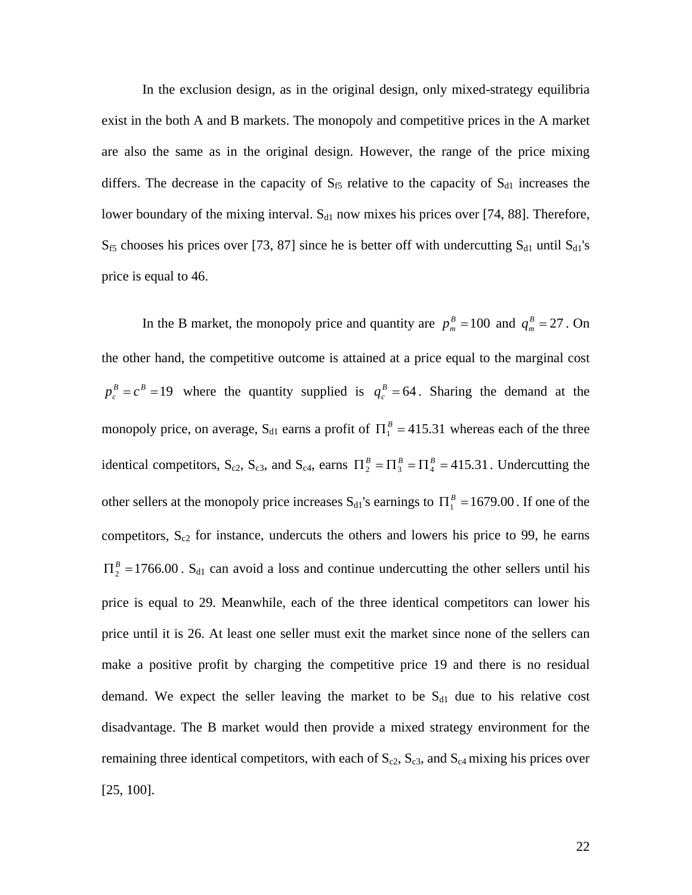In the exclusion design, as in the original design, only mixed-strategy equilibria exist in the both A and B markets. The monopoly and competitive prices in the A market are also the same as in the original design. However, the range of the price mixing differs. The decrease in the capacity of $S_{f5}$ relative to the capacity of $S_{d1}$ increases the lower boundary of the mixing interval. $S_{d1}$ now mixes his prices over [74, 88]. Therefore, $S_{f5}$ chooses his prices over [73, 87] since he is better off with undercutting $S_{d1}$ until $S_{d1}$'s price is equal to 46.

In the B market, the monopoly price and quantity are $p_m^B = 100$ and $q_m^B = 27$. On the other hand, the competitive outcome is attained at a price equal to the marginal cost $p_c^B = c^B = 19$ where the quantity supplied is $q_c^B = 64$. Sharing the demand at the monopoly price, on average, $S_{d1}$ earns a profit of $\Pi_1^B = 415.31$ whereas each of the three identical competitors, $S_{c2}$, $S_{c3}$, and $S_{c4}$, earns $\Pi_2^B = \Pi_3^B = \Pi_4^B = 415.31$. Undercutting the other sellers at the monopoly price increases $S_{d1}$'s earnings to $\Pi_1^B = 1679.00$. If one of the competitors, $S_{c2}$ for instance, undercuts the others and lowers his price to 99, he earns $\Pi_2^B = 1766.00$. $S_{d1}$ can avoid a loss and continue undercutting the other sellers until his price is equal to 29. Meanwhile, each of the three identical competitors can lower his price until it is 26. At least one seller must exit the market since none of the sellers can make a positive profit by charging the competitive price 19 and there is no residual demand. We expect the seller leaving the market to be $S_{d1}$ due to his relative cost disadvantage. The B market would then provide a mixed strategy environment for the remaining three identical competitors, with each of $S_{c2}$, $S_{c3}$, and $S_{c4}$ mixing his prices over [25, 100].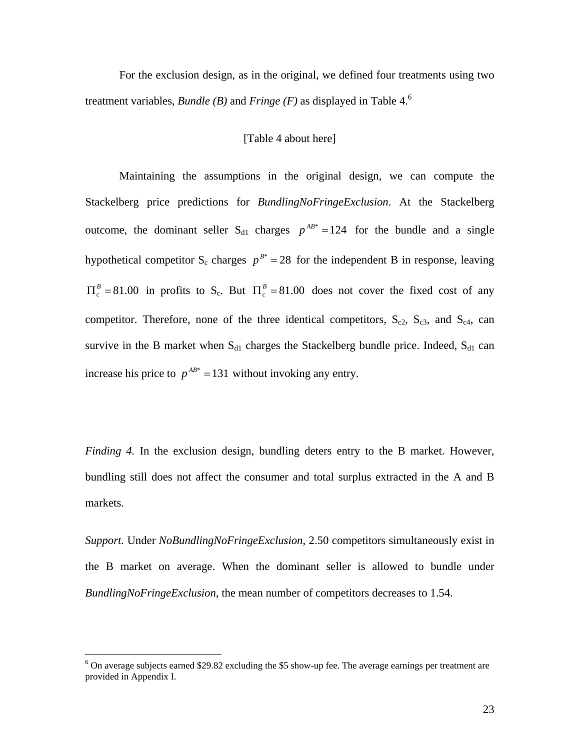For the exclusion design, as in the original, we defined four treatments using two treatment variables, *Bundle (B)* and *Fringe (F)* as displayed in Table 4.[6]

[Table 4 about here]

Maintaining the assumptions in the original design, we can compute the Stackelberg price predictions for *BundlingNoFringeExclusion*. At the Stackelberg outcome, the dominant seller $S_{d1}$ charges $p^{AB*} = 124$ for the bundle and a single hypothetical competitor $S_c$ charges $p^{B*} = 28$ for the independent B in response, leaving $\Pi_c^B = 81.00$ in profits to $S_c$. But $\Pi_c^B = 81.00$ does not cover the fixed cost of any competitor. Therefore, none of the three identical competitors, $S_{c2}$, $S_{c3}$, and $S_{c4}$, can survive in the B market when $S_{d1}$ charges the Stackelberg bundle price. Indeed, $S_{d1}$ can increase his price to $p^{AB*} = 131$ without invoking any entry.

*Finding 4.* In the exclusion design, bundling deters entry to the B market. However, bundling still does not affect the consumer and total surplus extracted in the A and B markets.

*Support.* Under *NoBundlingNoFringeExclusion*, 2.50 competitors simultaneously exist in the B market on average. When the dominant seller is allowed to bundle under *BundlingNoFringeExclusion*, the mean number of competitors decreases to 1.54.

[6] On average subjects earned $29.82 excluding the $5 show-up fee. The average earnings per treatment are provided in Appendix I.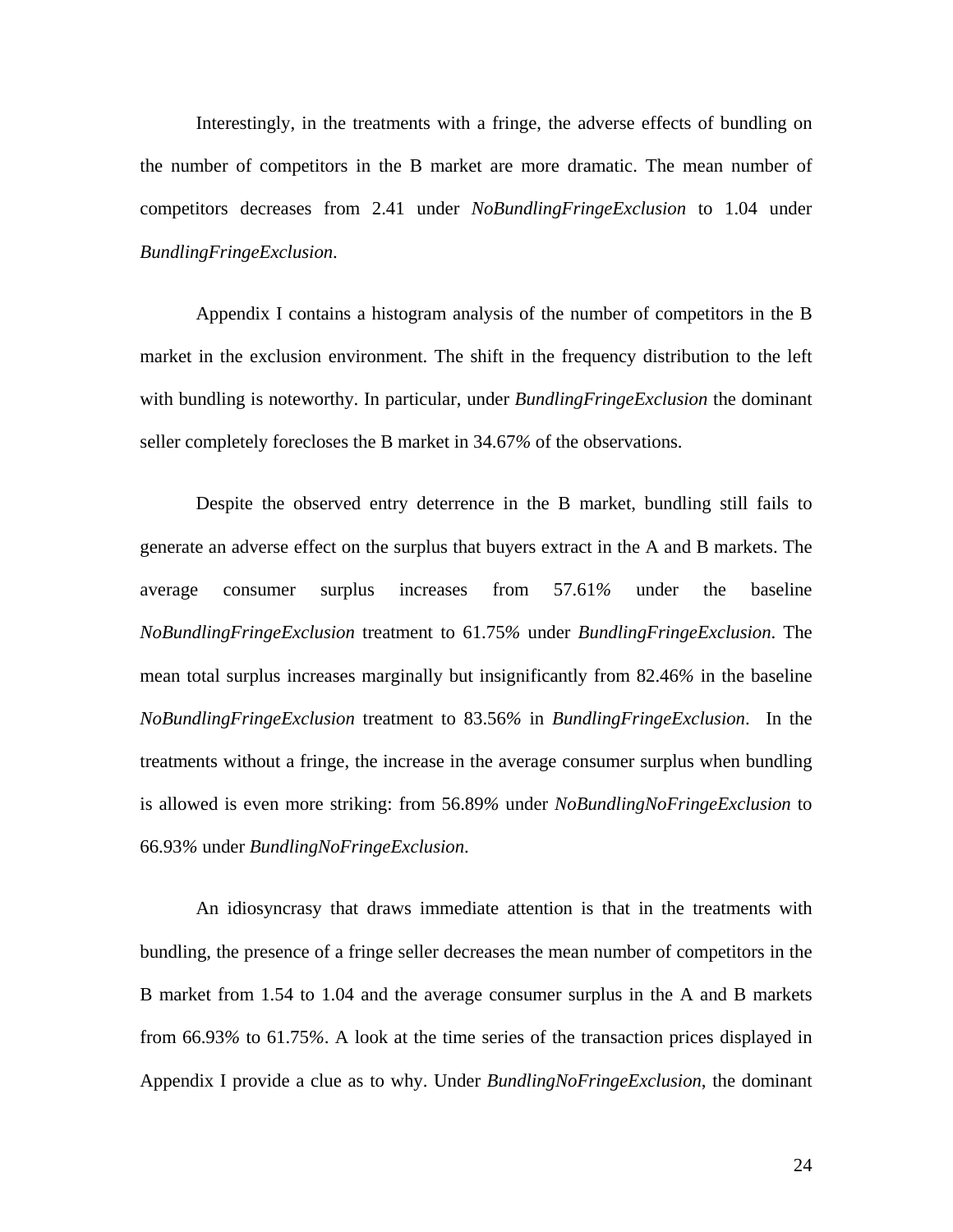Interestingly, in the treatments with a fringe, the adverse effects of bundling on the number of competitors in the B market are more dramatic. The mean number of competitors decreases from 2.41 under *NoBundlingFringeExclusion* to 1.04 under *BundlingFringeExclusion*.

Appendix I contains a histogram analysis of the number of competitors in the B market in the exclusion environment. The shift in the frequency distribution to the left with bundling is noteworthy. In particular, under *BundlingFringeExclusion* the dominant seller completely forecloses the B market in 34.67% of the observations.

Despite the observed entry deterrence in the B market, bundling still fails to generate an adverse effect on the surplus that buyers extract in the A and B markets. The average consumer surplus increases from 57.61% under the baseline *NoBundlingFringeExclusion* treatment to 61.75% under *BundlingFringeExclusion*. The mean total surplus increases marginally but insignificantly from 82.46% in the baseline *NoBundlingFringeExclusion* treatment to 83.56% in *BundlingFringeExclusion*. In the treatments without a fringe, the increase in the average consumer surplus when bundling is allowed is even more striking: from 56.89% under *NoBundlingNoFringeExclusion* to 66.93% under *BundlingNoFringeExclusion*.

An idiosyncrasy that draws immediate attention is that in the treatments with bundling, the presence of a fringe seller decreases the mean number of competitors in the B market from 1.54 to 1.04 and the average consumer surplus in the A and B markets from 66.93% to 61.75%. A look at the time series of the transaction prices displayed in Appendix I provide a clue as to why. Under *BundlingNoFringeExclusion*, the dominant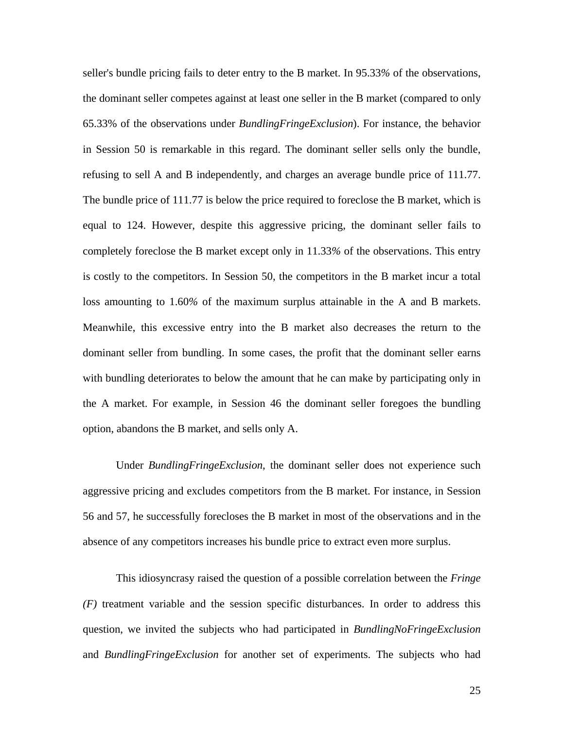seller's bundle pricing fails to deter entry to the B market. In 95.33% of the observations, the dominant seller competes against at least one seller in the B market (compared to only 65.33% of the observations under *BundlingFringeExclusion*). For instance, the behavior in Session 50 is remarkable in this regard. The dominant seller sells only the bundle, refusing to sell A and B independently, and charges an average bundle price of 111.77. The bundle price of 111.77 is below the price required to foreclose the B market, which is equal to 124. However, despite this aggressive pricing, the dominant seller fails to completely foreclose the B market except only in 11.33% of the observations. This entry is costly to the competitors. In Session 50, the competitors in the B market incur a total loss amounting to 1.60% of the maximum surplus attainable in the A and B markets. Meanwhile, this excessive entry into the B market also decreases the return to the dominant seller from bundling. In some cases, the profit that the dominant seller earns with bundling deteriorates to below the amount that he can make by participating only in the A market. For example, in Session 46 the dominant seller foregoes the bundling option, abandons the B market, and sells only A.

Under *BundlingFringeExclusion*, the dominant seller does not experience such aggressive pricing and excludes competitors from the B market. For instance, in Session 56 and 57, he successfully forecloses the B market in most of the observations and in the absence of any competitors increases his bundle price to extract even more surplus.

This idiosyncrasy raised the question of a possible correlation between the *Fringe (F)* treatment variable and the session specific disturbances. In order to address this question, we invited the subjects who had participated in *BundlingNoFringeExclusion* and *BundlingFringeExclusion* for another set of experiments. The subjects who had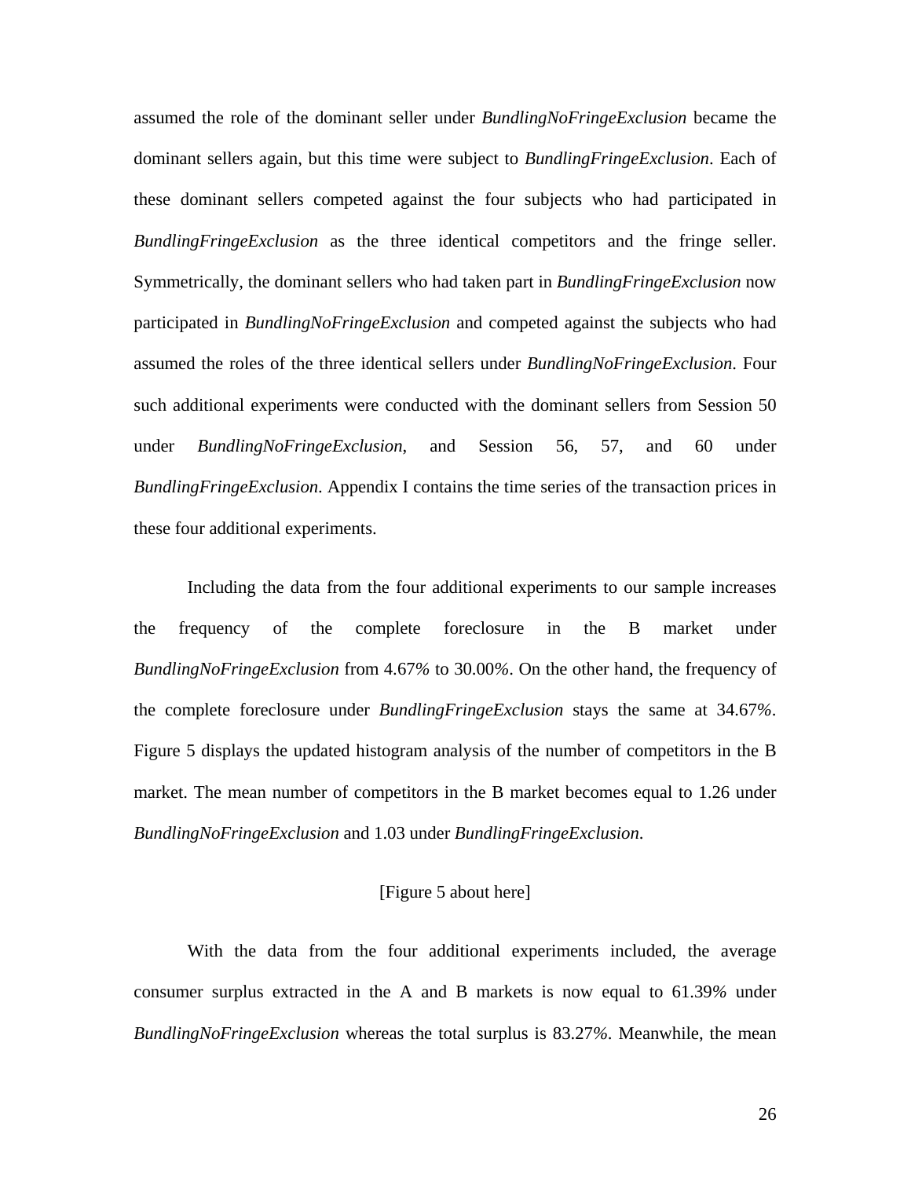assumed the role of the dominant seller under *BundlingNoFringeExclusion* became the dominant sellers again, but this time were subject to *BundlingFringeExclusion*. Each of these dominant sellers competed against the four subjects who had participated in *BundlingFringeExclusion* as the three identical competitors and the fringe seller. Symmetrically, the dominant sellers who had taken part in *BundlingFringeExclusion* now participated in *BundlingNoFringeExclusion* and competed against the subjects who had assumed the roles of the three identical sellers under *BundlingNoFringeExclusion*. Four such additional experiments were conducted with the dominant sellers from Session 50 under *BundlingNoFringeExclusion*, and Session 56, 57, and 60 under *BundlingFringeExclusion*. Appendix I contains the time series of the transaction prices in these four additional experiments.

Including the data from the four additional experiments to our sample increases the frequency of the complete foreclosure in the B market under *BundlingNoFringeExclusion* from 4.67% to 30.00%. On the other hand, the frequency of the complete foreclosure under *BundlingFringeExclusion* stays the same at 34.67%. Figure 5 displays the updated histogram analysis of the number of competitors in the B market. The mean number of competitors in the B market becomes equal to 1.26 under *BundlingNoFringeExclusion* and 1.03 under *BundlingFringeExclusion*.

[Figure 5 about here]

With the data from the four additional experiments included, the average consumer surplus extracted in the A and B markets is now equal to 61.39% under *BundlingNoFringeExclusion* whereas the total surplus is 83.27%. Meanwhile, the mean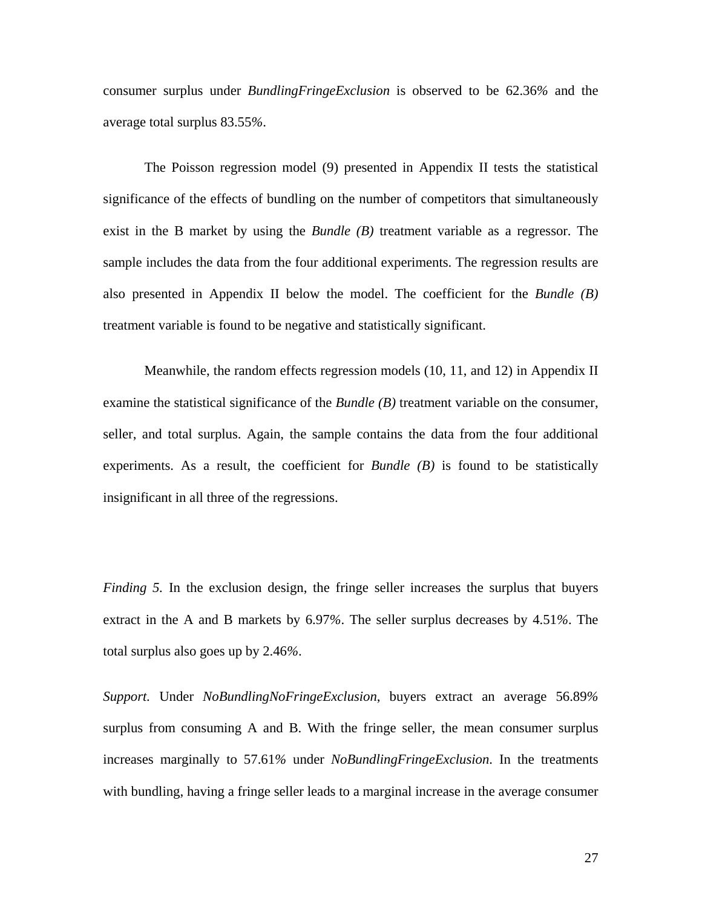consumer surplus under *BundlingFringeExclusion* is observed to be 62.36% and the average total surplus 83.55%.

The Poisson regression model (9) presented in Appendix II tests the statistical significance of the effects of bundling on the number of competitors that simultaneously exist in the B market by using the *Bundle (B)* treatment variable as a regressor. The sample includes the data from the four additional experiments. The regression results are also presented in Appendix II below the model. The coefficient for the *Bundle (B)* treatment variable is found to be negative and statistically significant.

Meanwhile, the random effects regression models (10, 11, and 12) in Appendix II examine the statistical significance of the *Bundle (B)* treatment variable on the consumer, seller, and total surplus. Again, the sample contains the data from the four additional experiments. As a result, the coefficient for *Bundle (B)* is found to be statistically insignificant in all three of the regressions.

*Finding 5*. In the exclusion design, the fringe seller increases the surplus that buyers extract in the A and B markets by 6.97%. The seller surplus decreases by 4.51%. The total surplus also goes up by 2.46%.

*Support.* Under *NoBundlingNoFringeExclusion*, buyers extract an average 56.89% surplus from consuming A and B. With the fringe seller, the mean consumer surplus increases marginally to 57.61% under *NoBundlingFringeExclusion*. In the treatments with bundling, having a fringe seller leads to a marginal increase in the average consumer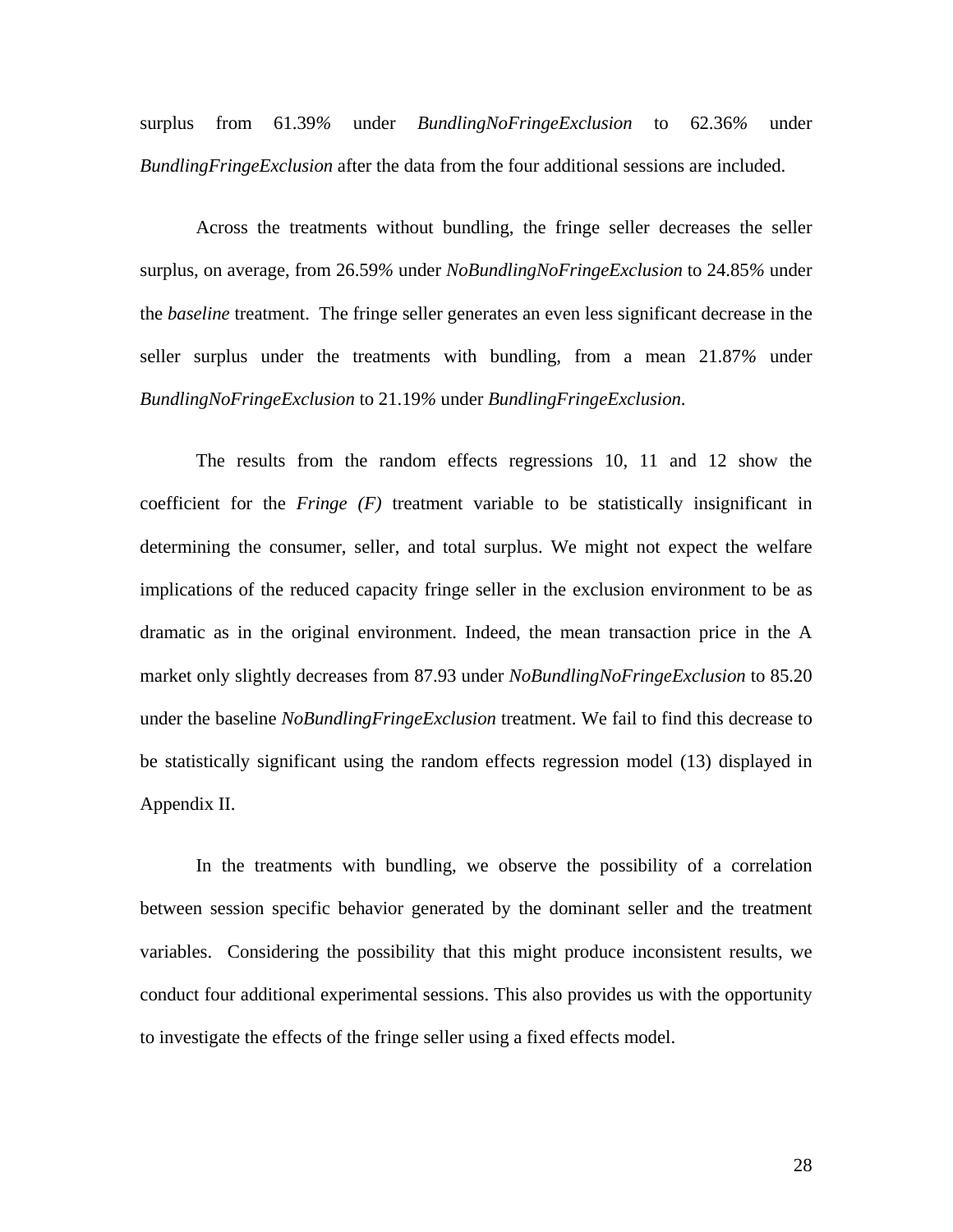surplus from 61.39% under *BundlingNoFringeExclusion* to 62.36% under *BundlingFringeExclusion* after the data from the four additional sessions are included.

Across the treatments without bundling, the fringe seller decreases the seller surplus, on average, from 26.59% under *NoBundlingNoFringeExclusion* to 24.85% under the *baseline* treatment. The fringe seller generates an even less significant decrease in the seller surplus under the treatments with bundling, from a mean 21.87% under *BundlingNoFringeExclusion* to 21.19% under *BundlingFringeExclusion*.

The results from the random effects regressions 10, 11 and 12 show the coefficient for the *Fringe (F)* treatment variable to be statistically insignificant in determining the consumer, seller, and total surplus. We might not expect the welfare implications of the reduced capacity fringe seller in the exclusion environment to be as dramatic as in the original environment. Indeed, the mean transaction price in the A market only slightly decreases from 87.93 under *NoBundlingNoFringeExclusion* to 85.20 under the baseline *NoBundlingFringeExclusion* treatment. We fail to find this decrease to be statistically significant using the random effects regression model (13) displayed in Appendix II.

In the treatments with bundling, we observe the possibility of a correlation between session specific behavior generated by the dominant seller and the treatment variables. Considering the possibility that this might produce inconsistent results, we conduct four additional experimental sessions. This also provides us with the opportunity to investigate the effects of the fringe seller using a fixed effects model.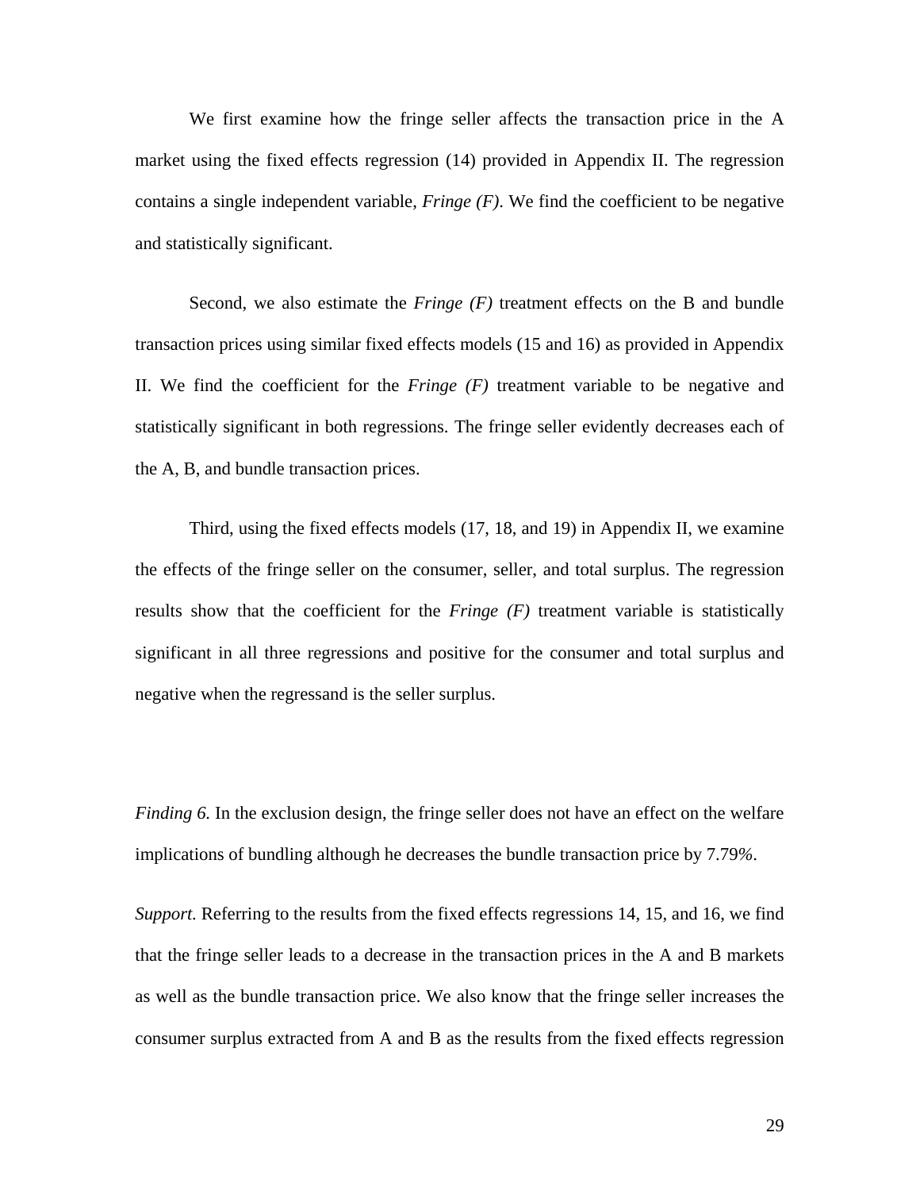We first examine how the fringe seller affects the transaction price in the A market using the fixed effects regression (14) provided in Appendix II. The regression contains a single independent variable, *Fringe (F)*. We find the coefficient to be negative and statistically significant.

Second, we also estimate the *Fringe (F)* treatment effects on the B and bundle transaction prices using similar fixed effects models (15 and 16) as provided in Appendix II. We find the coefficient for the *Fringe (F)* treatment variable to be negative and statistically significant in both regressions. The fringe seller evidently decreases each of the A, B, and bundle transaction prices.

Third, using the fixed effects models (17, 18, and 19) in Appendix II, we examine the effects of the fringe seller on the consumer, seller, and total surplus. The regression results show that the coefficient for the *Fringe (F)* treatment variable is statistically significant in all three regressions and positive for the consumer and total surplus and negative when the regressand is the seller surplus.

*Finding 6.* In the exclusion design, the fringe seller does not have an effect on the welfare implications of bundling although he decreases the bundle transaction price by 7.79%.

*Support.* Referring to the results from the fixed effects regressions 14, 15, and 16, we find that the fringe seller leads to a decrease in the transaction prices in the A and B markets as well as the bundle transaction price. We also know that the fringe seller increases the consumer surplus extracted from A and B as the results from the fixed effects regression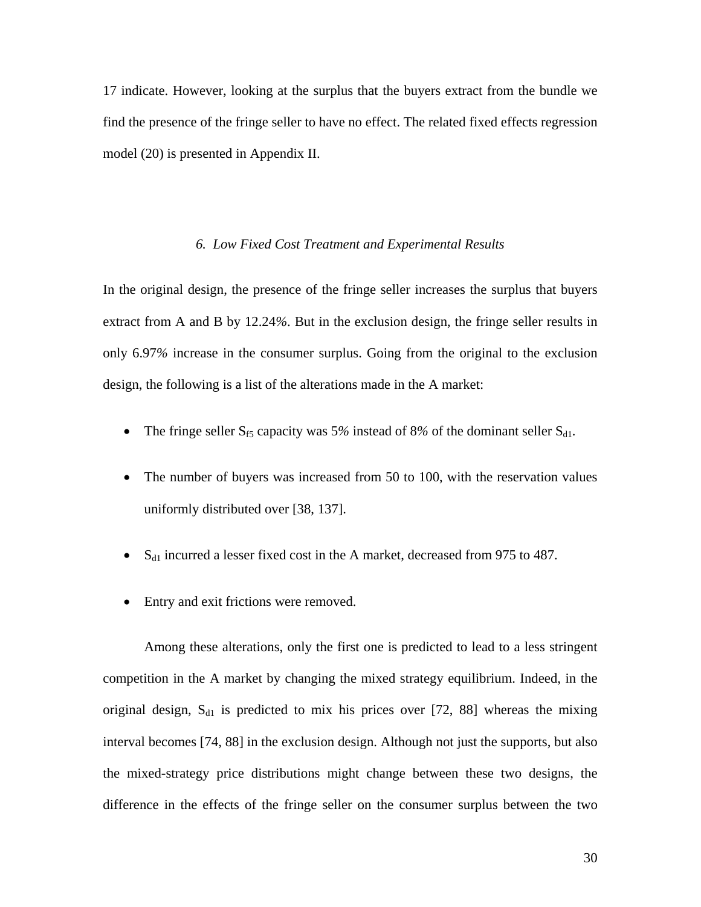17 indicate. However, looking at the surplus that the buyers extract from the bundle we find the presence of the fringe seller to have no effect. The related fixed effects regression model (20) is presented in Appendix II.

### *6. Low Fixed Cost Treatment and Experimental Results*

In the original design, the presence of the fringe seller increases the surplus that buyers extract from A and B by 12.24%. But in the exclusion design, the fringe seller results in only 6.97% increase in the consumer surplus. Going from the original to the exclusion design, the following is a list of the alterations made in the A market:

- The fringe seller $S_{f5}$ capacity was 5% instead of 8% of the dominant seller $S_{d1}$.
- The number of buyers was increased from 50 to 100, with the reservation values uniformly distributed over [38, 137].
- $S_{d1}$ incurred a lesser fixed cost in the A market, decreased from 975 to 487.
- Entry and exit frictions were removed.

Among these alterations, only the first one is predicted to lead to a less stringent competition in the A market by changing the mixed strategy equilibrium. Indeed, in the original design, $S_{d1}$ is predicted to mix his prices over [72, 88] whereas the mixing interval becomes [74, 88] in the exclusion design. Although not just the supports, but also the mixed-strategy price distributions might change between these two designs, the difference in the effects of the fringe seller on the consumer surplus between the two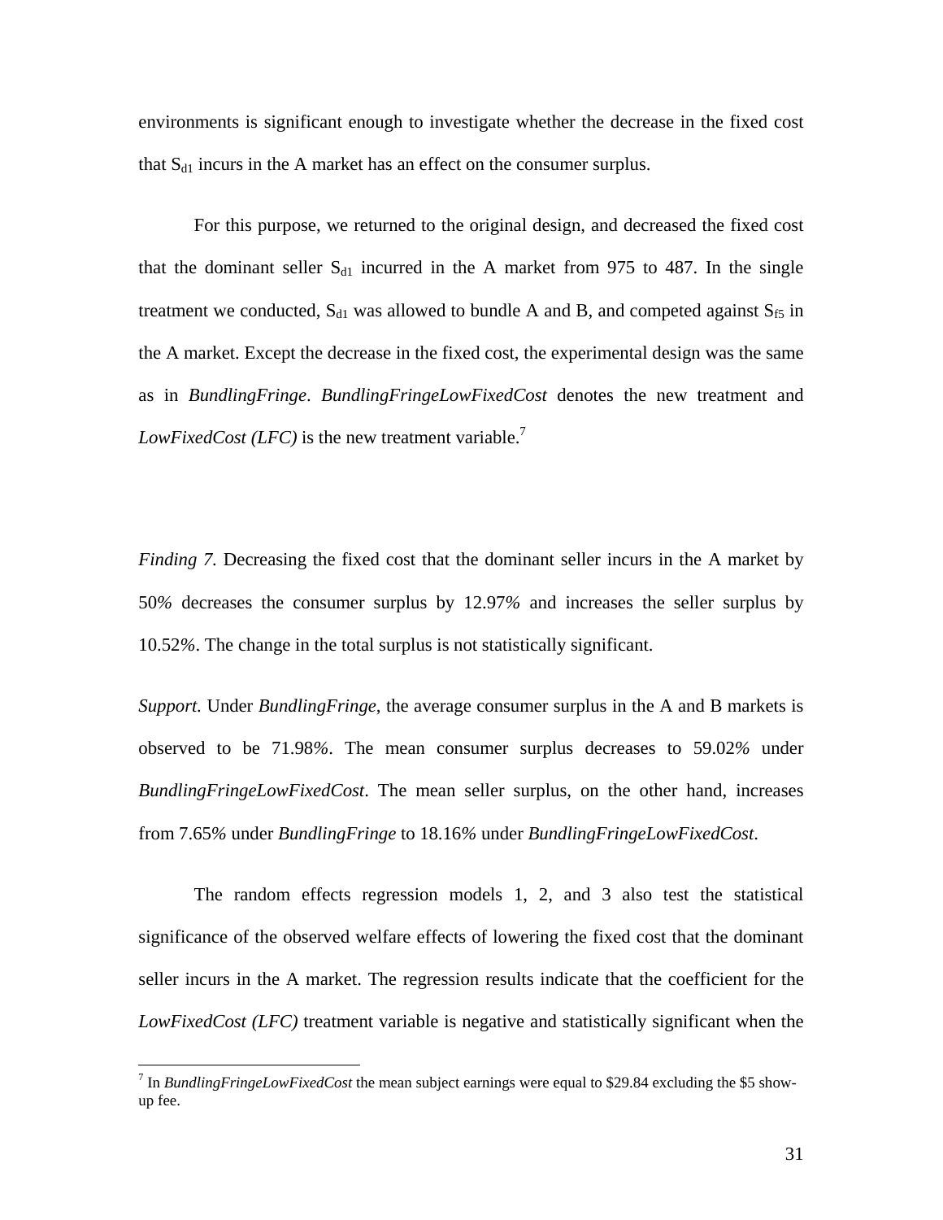environments is significant enough to investigate whether the decrease in the fixed cost that $S_{d1}$ incurs in the A market has an effect on the consumer surplus.

For this purpose, we returned to the original design, and decreased the fixed cost that the dominant seller $S_{d1}$ incurred in the A market from 975 to 487. In the single treatment we conducted, $S_{d1}$ was allowed to bundle A and B, and competed against $S_{f5}$ in the A market. Except the decrease in the fixed cost, the experimental design was the same as in *BundlingFringe*. *BundlingFringeLowFixedCost* denotes the new treatment and *LowFixedCost (LFC)* is the new treatment variable.[7]

*Finding 7.* Decreasing the fixed cost that the dominant seller incurs in the A market by 50% decreases the consumer surplus by 12.97% and increases the seller surplus by 10.52%. The change in the total surplus is not statistically significant.

*Support.* Under *BundlingFringe*, the average consumer surplus in the A and B markets is observed to be 71.98%. The mean consumer surplus decreases to 59.02% under *BundlingFringeLowFixedCost*. The mean seller surplus, on the other hand, increases from 7.65% under *BundlingFringe* to 18.16% under *BundlingFringeLowFixedCost*.

The random effects regression models 1, 2, and 3 also test the statistical significance of the observed welfare effects of lowering the fixed cost that the dominant seller incurs in the A market. The regression results indicate that the coefficient for the *LowFixedCost (LFC)* treatment variable is negative and statistically significant when the

---

[7] In *BundlingFringeLowFixedCost* the mean subject earnings were equal to $29.84 excluding the $5 show-up fee.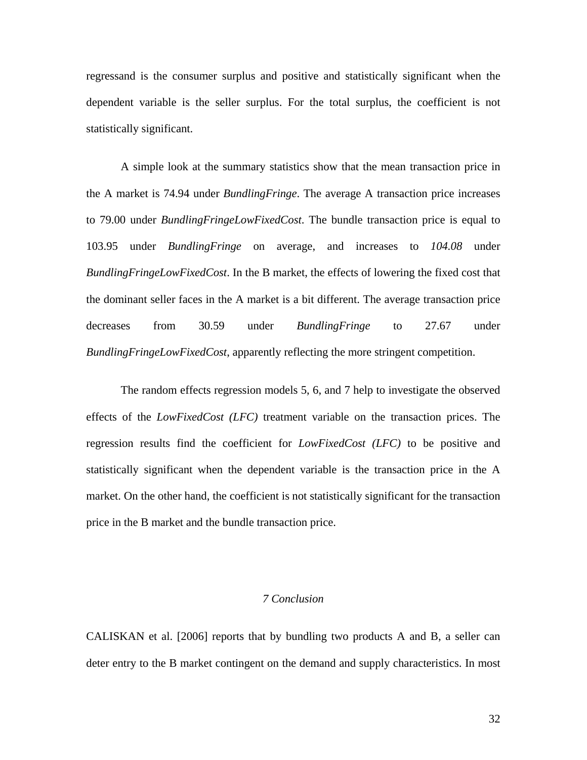regressand is the consumer surplus and positive and statistically significant when the dependent variable is the seller surplus. For the total surplus, the coefficient is not statistically significant.

A simple look at the summary statistics show that the mean transaction price in the A market is 74.94 under *BundlingFringe*. The average A transaction price increases to 79.00 under *BundlingFringeLowFixedCost*. The bundle transaction price is equal to 103.95 under *BundlingFringe* on average, and increases to *104.08* under *BundlingFringeLowFixedCost*. In the B market, the effects of lowering the fixed cost that the dominant seller faces in the A market is a bit different. The average transaction price decreases from 30.59 under *BundlingFringe* to 27.67 under *BundlingFringeLowFixedCost*, apparently reflecting the more stringent competition.

The random effects regression models 5, 6, and 7 help to investigate the observed effects of the *LowFixedCost (LFC)* treatment variable on the transaction prices. The regression results find the coefficient for *LowFixedCost (LFC)* to be positive and statistically significant when the dependent variable is the transaction price in the A market. On the other hand, the coefficient is not statistically significant for the transaction price in the B market and the bundle transaction price.

## *7 Conclusion*

CALISKAN et al. [2006] reports that by bundling two products A and B, a seller can deter entry to the B market contingent on the demand and supply characteristics. In most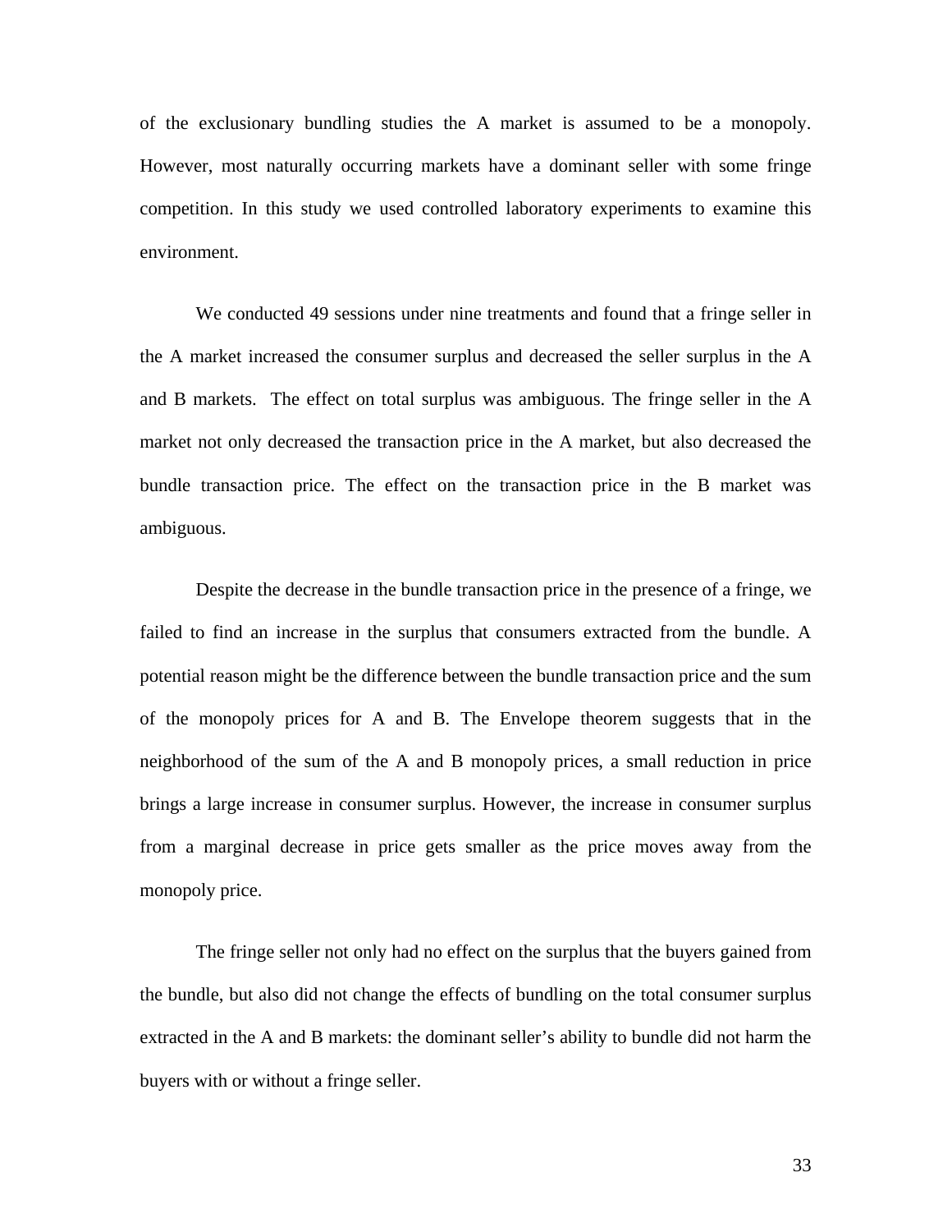of the exclusionary bundling studies the A market is assumed to be a monopoly. However, most naturally occurring markets have a dominant seller with some fringe competition. In this study we used controlled laboratory experiments to examine this environment.

We conducted 49 sessions under nine treatments and found that a fringe seller in the A market increased the consumer surplus and decreased the seller surplus in the A and B markets. The effect on total surplus was ambiguous. The fringe seller in the A market not only decreased the transaction price in the A market, but also decreased the bundle transaction price. The effect on the transaction price in the B market was ambiguous.

Despite the decrease in the bundle transaction price in the presence of a fringe, we failed to find an increase in the surplus that consumers extracted from the bundle. A potential reason might be the difference between the bundle transaction price and the sum of the monopoly prices for A and B. The Envelope theorem suggests that in the neighborhood of the sum of the A and B monopoly prices, a small reduction in price brings a large increase in consumer surplus. However, the increase in consumer surplus from a marginal decrease in price gets smaller as the price moves away from the monopoly price.

The fringe seller not only had no effect on the surplus that the buyers gained from the bundle, but also did not change the effects of bundling on the total consumer surplus extracted in the A and B markets: the dominant seller's ability to bundle did not harm the buyers with or without a fringe seller.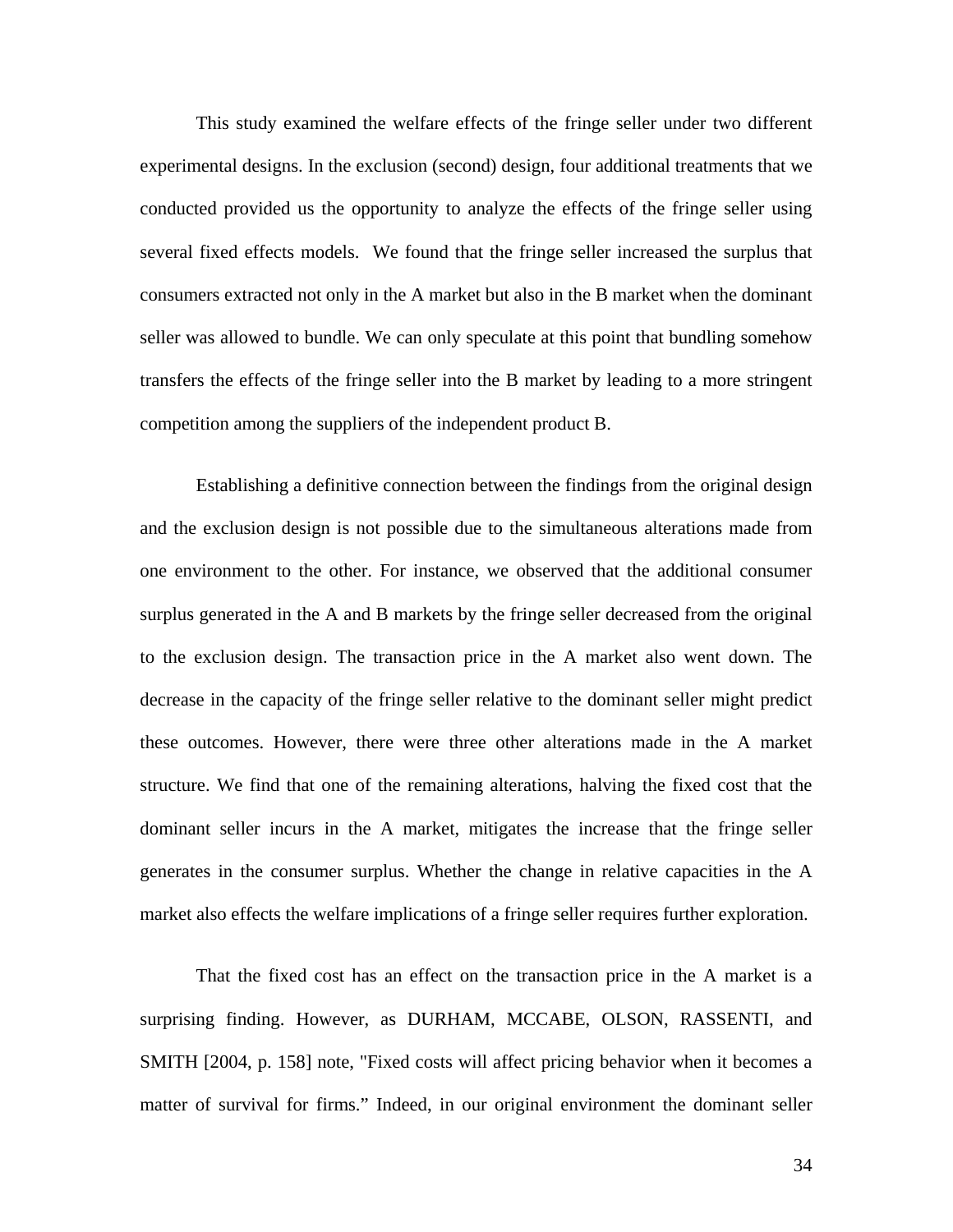This study examined the welfare effects of the fringe seller under two different experimental designs. In the exclusion (second) design, four additional treatments that we conducted provided us the opportunity to analyze the effects of the fringe seller using several fixed effects models. We found that the fringe seller increased the surplus that consumers extracted not only in the A market but also in the B market when the dominant seller was allowed to bundle. We can only speculate at this point that bundling somehow transfers the effects of the fringe seller into the B market by leading to a more stringent competition among the suppliers of the independent product B.

Establishing a definitive connection between the findings from the original design and the exclusion design is not possible due to the simultaneous alterations made from one environment to the other. For instance, we observed that the additional consumer surplus generated in the A and B markets by the fringe seller decreased from the original to the exclusion design. The transaction price in the A market also went down. The decrease in the capacity of the fringe seller relative to the dominant seller might predict these outcomes. However, there were three other alterations made in the A market structure. We find that one of the remaining alterations, halving the fixed cost that the dominant seller incurs in the A market, mitigates the increase that the fringe seller generates in the consumer surplus. Whether the change in relative capacities in the A market also effects the welfare implications of a fringe seller requires further exploration.

That the fixed cost has an effect on the transaction price in the A market is a surprising finding. However, as DURHAM, MCCABE, OLSON, RASSENTI, and SMITH [2004, p. 158] note, "Fixed costs will affect pricing behavior when it becomes a matter of survival for firms." Indeed, in our original environment the dominant seller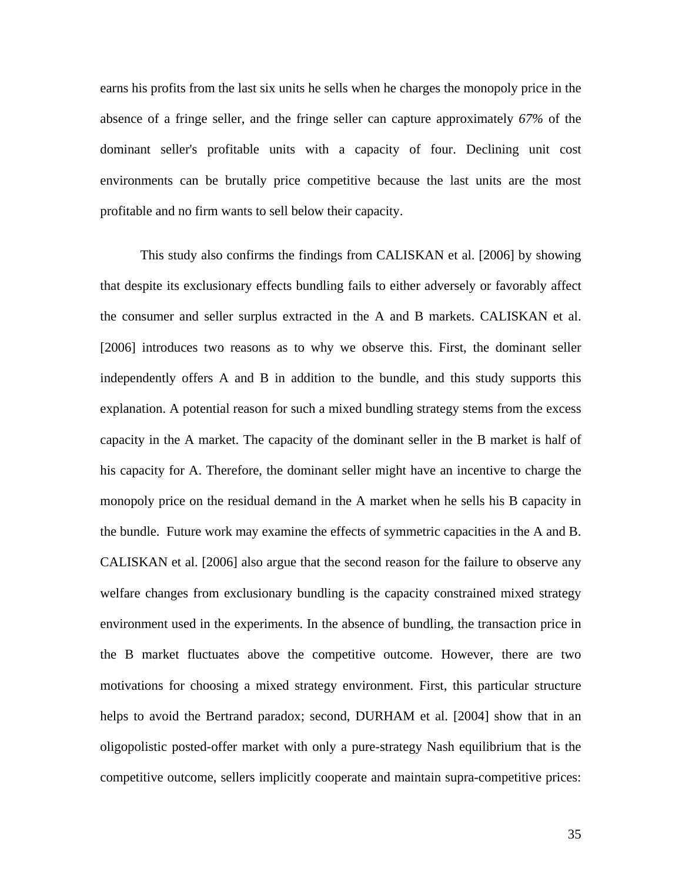earns his profits from the last six units he sells when he charges the monopoly price in the absence of a fringe seller, and the fringe seller can capture approximately *67%* of the dominant seller's profitable units with a capacity of four. Declining unit cost environments can be brutally price competitive because the last units are the most profitable and no firm wants to sell below their capacity.

This study also confirms the findings from CALISKAN et al. [2006] by showing that despite its exclusionary effects bundling fails to either adversely or favorably affect the consumer and seller surplus extracted in the A and B markets. CALISKAN et al. [2006] introduces two reasons as to why we observe this. First, the dominant seller independently offers A and B in addition to the bundle, and this study supports this explanation. A potential reason for such a mixed bundling strategy stems from the excess capacity in the A market. The capacity of the dominant seller in the B market is half of his capacity for A. Therefore, the dominant seller might have an incentive to charge the monopoly price on the residual demand in the A market when he sells his B capacity in the bundle. Future work may examine the effects of symmetric capacities in the A and B. CALISKAN et al. [2006] also argue that the second reason for the failure to observe any welfare changes from exclusionary bundling is the capacity constrained mixed strategy environment used in the experiments. In the absence of bundling, the transaction price in the B market fluctuates above the competitive outcome. However, there are two motivations for choosing a mixed strategy environment. First, this particular structure helps to avoid the Bertrand paradox; second, DURHAM et al. [2004] show that in an oligopolistic posted-offer market with only a pure-strategy Nash equilibrium that is the competitive outcome, sellers implicitly cooperate and maintain supra-competitive prices: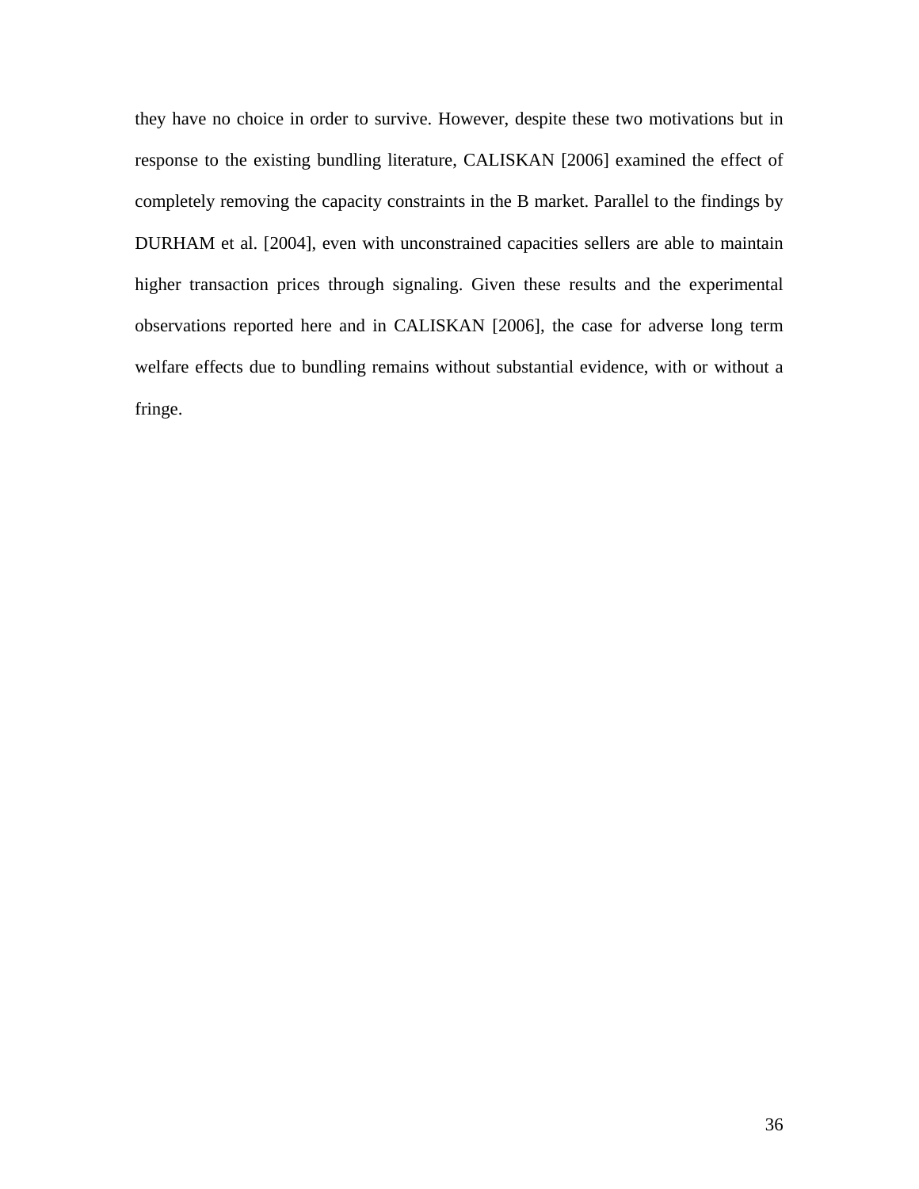they have no choice in order to survive. However, despite these two motivations but in response to the existing bundling literature, CALISKAN [2006] examined the effect of completely removing the capacity constraints in the B market. Parallel to the findings by DURHAM et al. [2004], even with unconstrained capacities sellers are able to maintain higher transaction prices through signaling. Given these results and the experimental observations reported here and in CALISKAN [2006], the case for adverse long term welfare effects due to bundling remains without substantial evidence, with or without a fringe.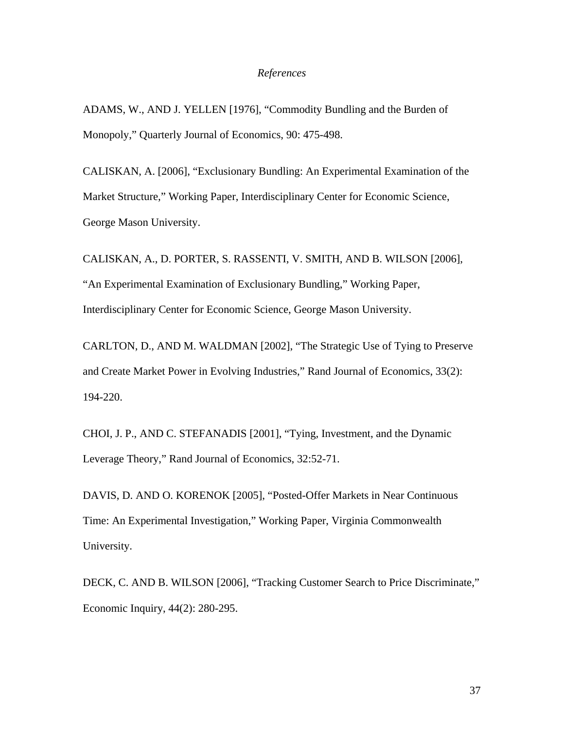*References*

ADAMS, W., AND J. YELLEN [1976], "Commodity Bundling and the Burden of Monopoly," Quarterly Journal of Economics, 90: 475-498.

CALISKAN, A. [2006], "Exclusionary Bundling: An Experimental Examination of the Market Structure," Working Paper, Interdisciplinary Center for Economic Science, George Mason University.

CALISKAN, A., D. PORTER, S. RASSENTI, V. SMITH, AND B. WILSON [2006], "An Experimental Examination of Exclusionary Bundling," Working Paper, Interdisciplinary Center for Economic Science, George Mason University.

CARLTON, D., AND M. WALDMAN [2002], "The Strategic Use of Tying to Preserve and Create Market Power in Evolving Industries," Rand Journal of Economics, 33(2): 194-220.

CHOI, J. P., AND C. STEFANADIS [2001], "Tying, Investment, and the Dynamic Leverage Theory," Rand Journal of Economics, 32:52-71.

DAVIS, D. AND O. KORENOK [2005], "Posted-Offer Markets in Near Continuous Time: An Experimental Investigation," Working Paper, Virginia Commonwealth University.

DECK, C. AND B. WILSON [2006], "Tracking Customer Search to Price Discriminate," Economic Inquiry, 44(2): 280-295.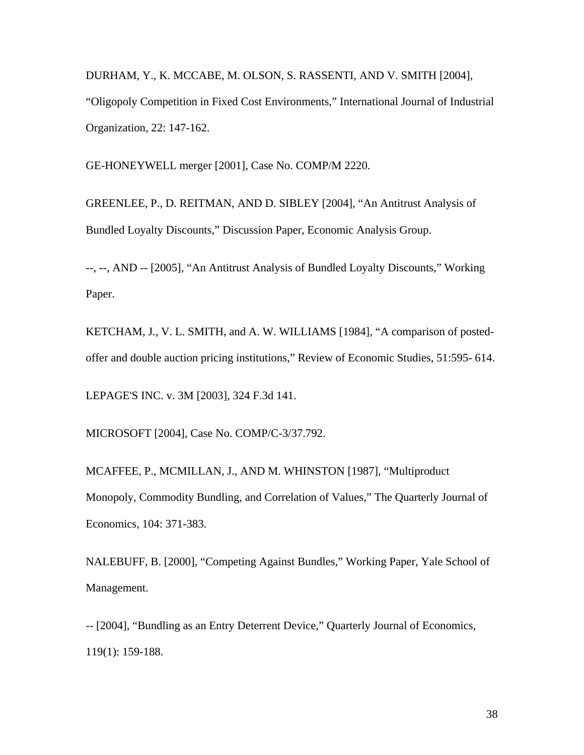DURHAM, Y., K. MCCABE, M. OLSON, S. RASSENTI, AND V. SMITH [2004], "Oligopoly Competition in Fixed Cost Environments," International Journal of Industrial Organization, 22: 147-162.

GE-HONEYWELL merger [2001], Case No. COMP/M 2220.

GREENLEE, P., D. REITMAN, AND D. SIBLEY [2004], "An Antitrust Analysis of Bundled Loyalty Discounts," Discussion Paper, Economic Analysis Group.

--, --, AND -- [2005], "An Antitrust Analysis of Bundled Loyalty Discounts," Working Paper.

KETCHAM, J., V. L. SMITH, and A. W. WILLIAMS [1984], "A comparison of posted-offer and double auction pricing institutions," Review of Economic Studies, 51:595- 614.

LEPAGE'S INC. v. 3M [2003], 324 F.3d 141.

MICROSOFT [2004], Case No. COMP/C-3/37.792.

MCAFFEE, P., MCMILLAN, J., AND M. WHINSTON [1987], "Multiproduct Monopoly, Commodity Bundling, and Correlation of Values," The Quarterly Journal of Economics, 104: 371-383.

NALEBUFF, B. [2000], "Competing Against Bundles," Working Paper, Yale School of Management.

-- [2004], "Bundling as an Entry Deterrent Device," Quarterly Journal of Economics, 119(1): 159-188.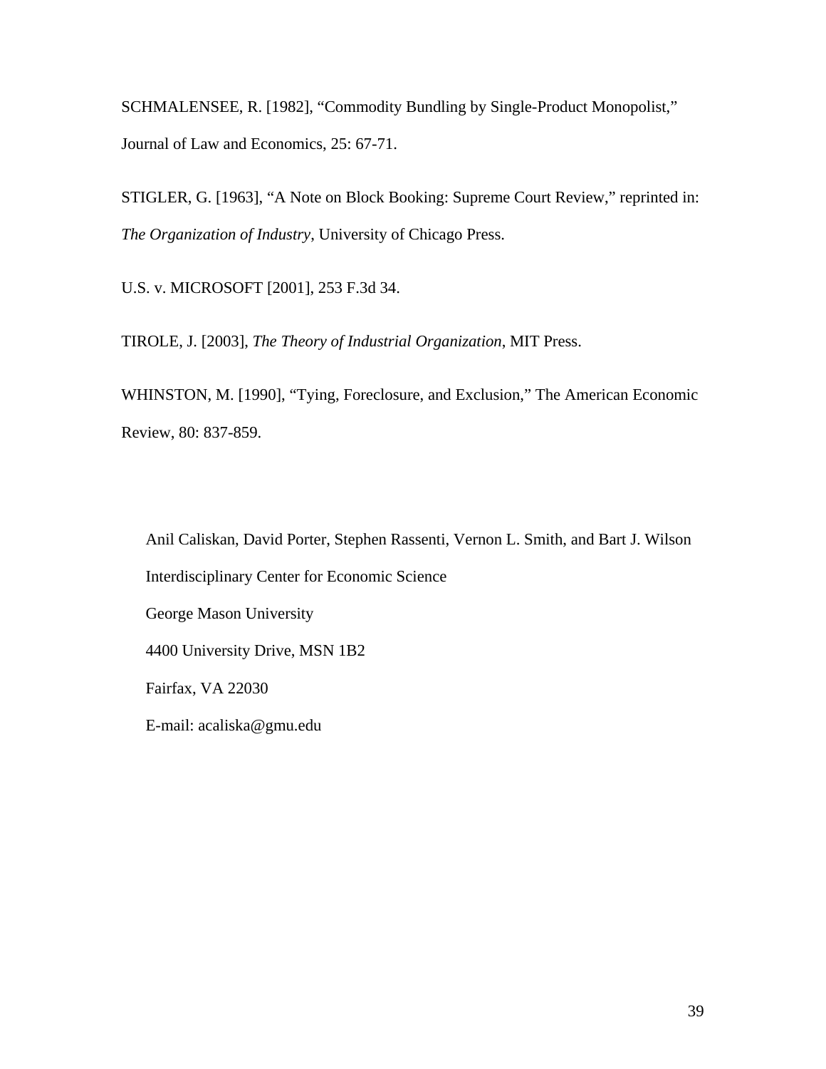SCHMALENSEE, R. [1982], “Commodity Bundling by Single-Product Monopolist,” Journal of Law and Economics, 25: 67-71.

STIGLER, G. [1963], “A Note on Block Booking: Supreme Court Review,” reprinted in: *The Organization of Industry*, University of Chicago Press.

U.S. v. MICROSOFT [2001], 253 F.3d 34.

TIROLE, J. [2003], *The Theory of Industrial Organization*, MIT Press.

WHINSTON, M. [1990], “Tying, Foreclosure, and Exclusion,” The American Economic Review, 80: 837-859.

Anil Caliskan, David Porter, Stephen Rassenti, Vernon L. Smith, and Bart J. Wilson

Interdisciplinary Center for Economic Science

George Mason University

4400 University Drive, MSN 1B2

Fairfax, VA 22030

E-mail: acaliska@gmu.edu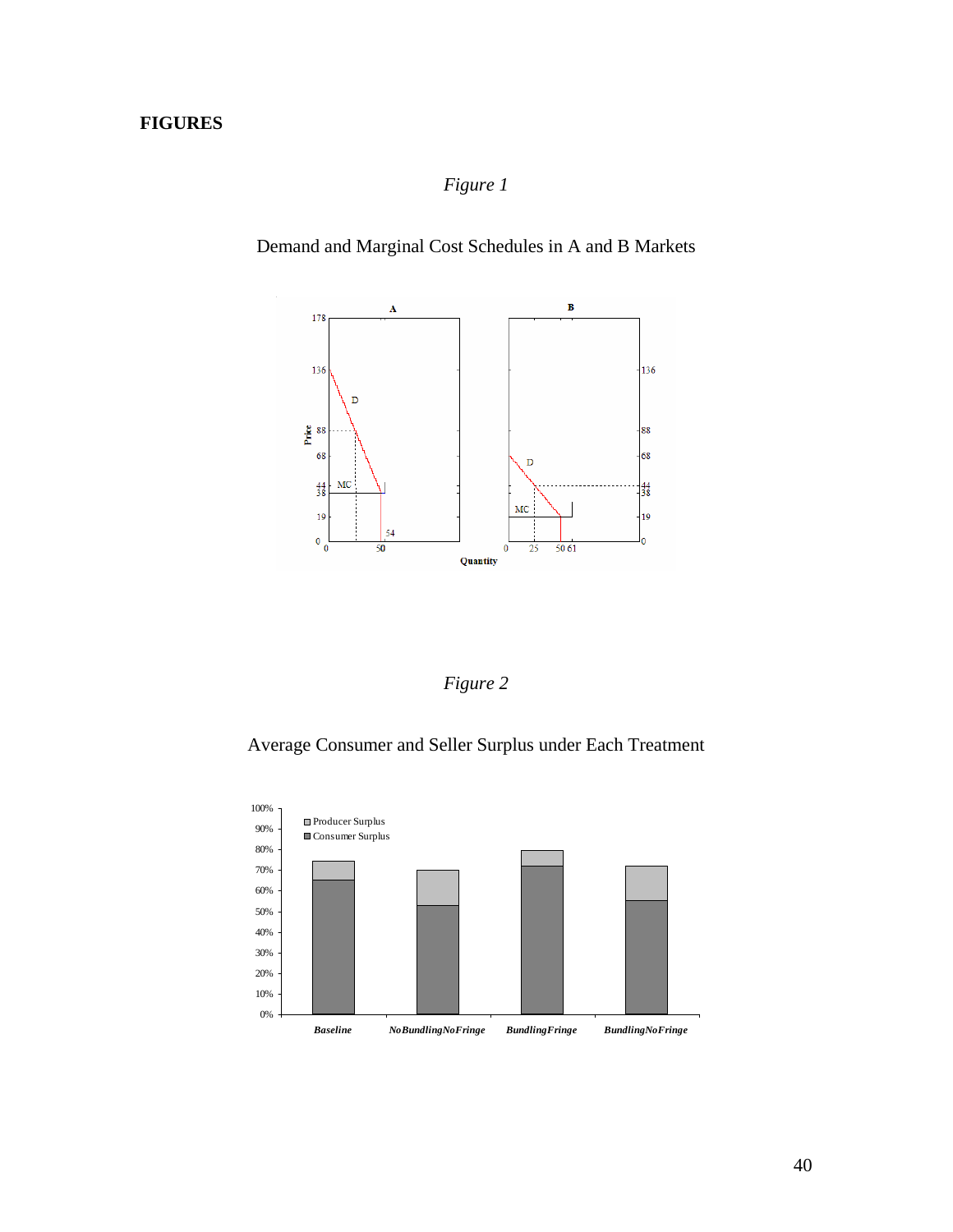**FIGURES**

*Figure 1*

Demand and Marginal Cost Schedules in A and B Markets

*Figure 2*

Average Consumer and Seller Surplus under Each Treatment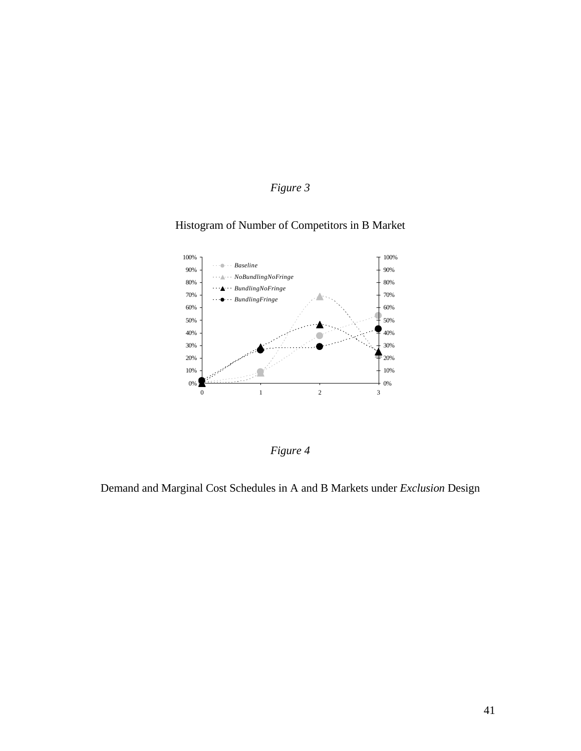*Figure 3*

Histogram of Number of Competitors in B Market

*Figure 4*

Demand and Marginal Cost Schedules in A and B Markets under *Exclusion* Design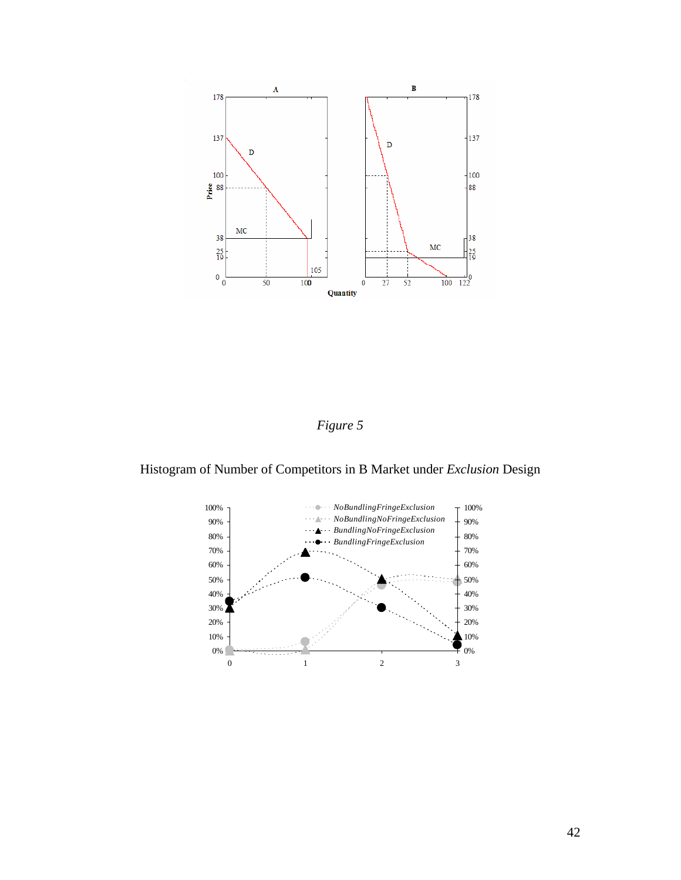*Figure 5*

Histogram of Number of Competitors in B Market under *Exclusion* Design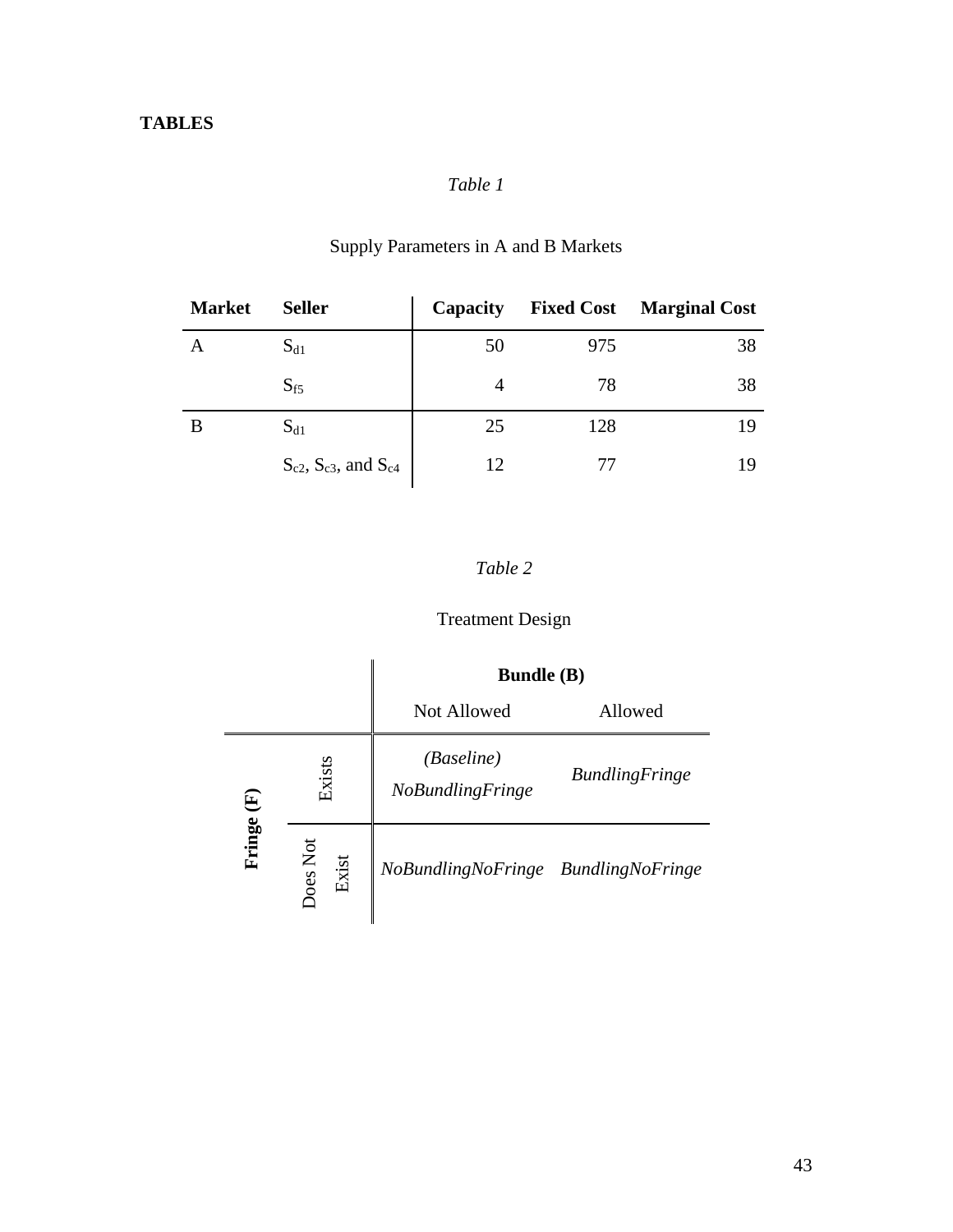# TABLES

*Table 1*

Supply Parameters in A and B Markets

| Market | Seller | Capacity | Fixed Cost | Marginal Cost |
|---|---|---|---|---|
| A | $S_{d1}$ | 50 | 975 | 38 |
| | $S_{f5}$ | 4 | 78 | 38 |
| B | $S_{d1}$ | 25 | 128 | 19 |
| | $S_{c2}$, $S_{c3}$, and $S_{c4}$ | 12 | 77 | 19 |

*Table 2*

Treatment Design

| | | **Bundle (B)** | |
|---|---|---|---|
| | | Not Allowed | Allowed |
| **Fringe (F)** | Exists | *(Baseline)* *NoBundlingFringe* | *BundlingFringe* |
| | Does Not Exist | *NoBundlingNoFringe* | *BundlingNoFringe* |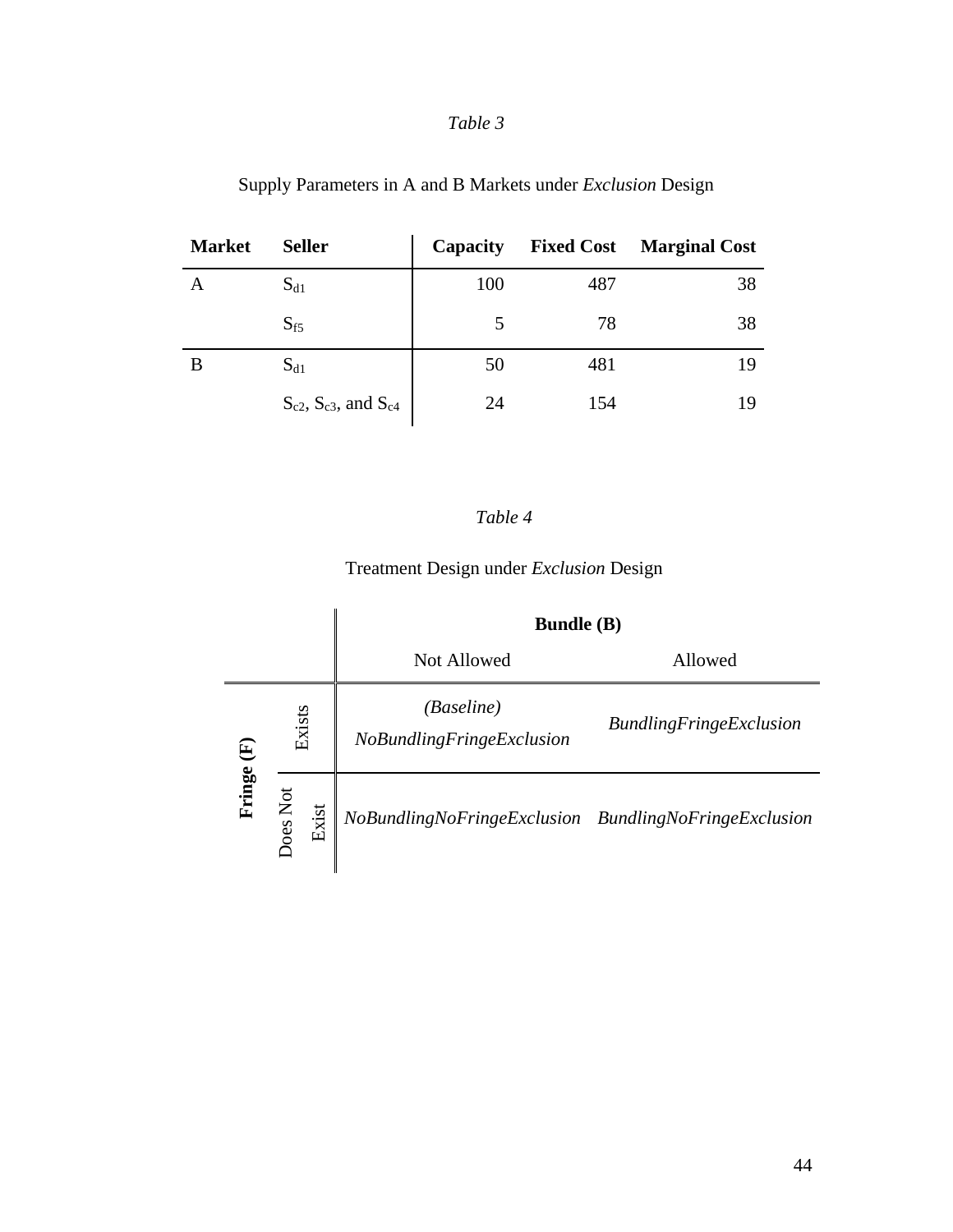*Table 3*

Supply Parameters in A and B Markets under *Exclusion* Design

| Market | Seller | Capacity | Fixed Cost | Marginal Cost |
|---|---|---|---|---|
| A | $S_{d1}$ | 100 | 487 | 38 |
| | $S_{f5}$ | 5 | 78 | 38 |
| B | $S_{d1}$ | 50 | 481 | 19 |
| | $S_{c2}$, $S_{c3}$, and $S_{c4}$ | 24 | 154 | 19 |

*Table 4*

Treatment Design under *Exclusion* Design

| | | **Bundle (B)** | |
|---|---|---|---|
| | | Not Allowed | Allowed |
| **Fringe (F)** | Exists | *(Baseline)* *NoBundlingFringeExclusion* | *BundlingFringeExclusion* |
| | Does Not Exist | *NoBundlingNoFringeExclusion* | *BundlingNoFringeExclusion* |